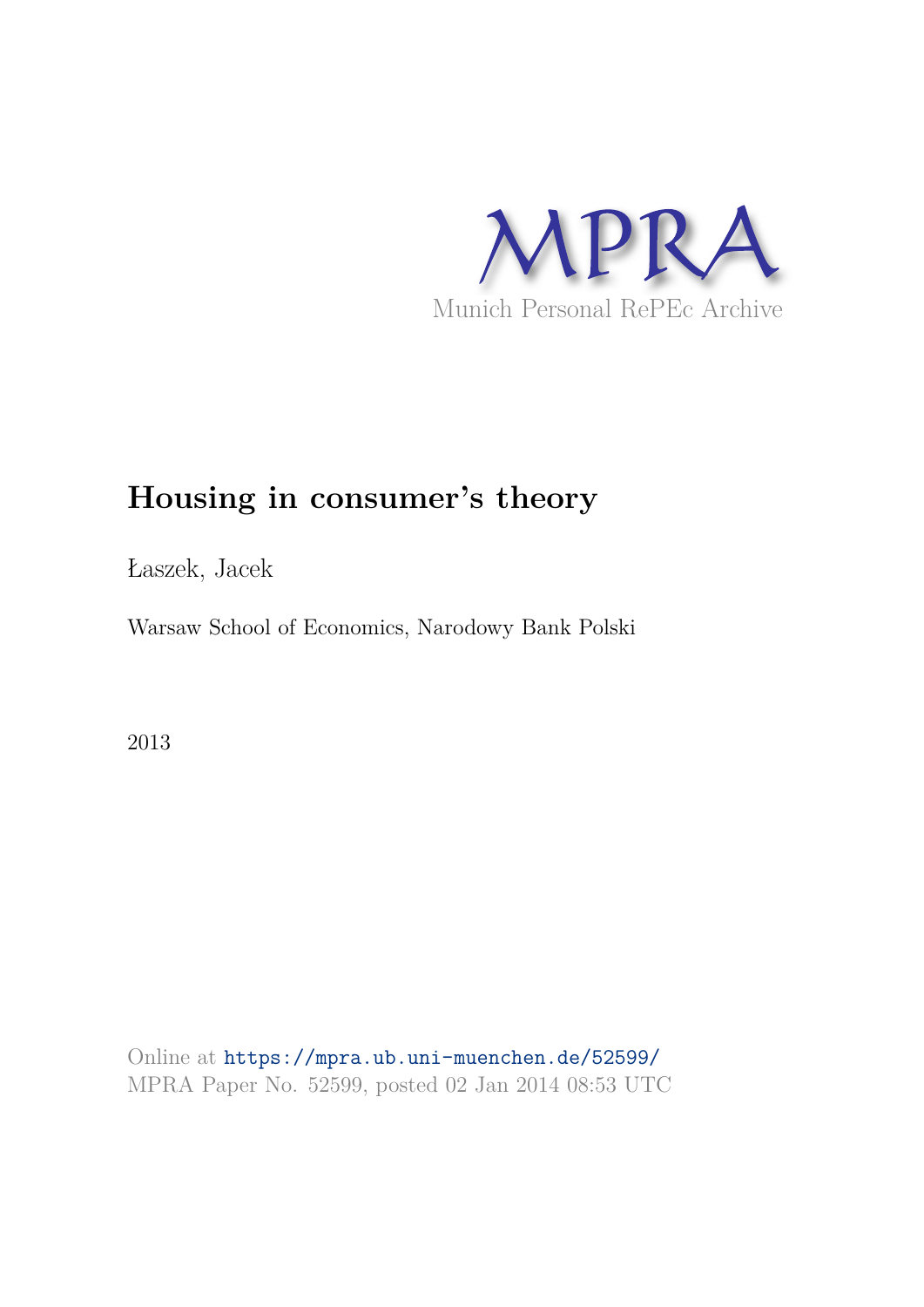MPRA

Munich Personal RePEc Archive

# Housing in consumer's theory

Łaszek, Jacek

Warsaw School of Economics, Narodowy Bank Polski

2013

Online at https://mpra.ub.uni-muenchen.de/52599/
MPRA Paper No. 52599, posted 02 Jan 2014 08:53 UTC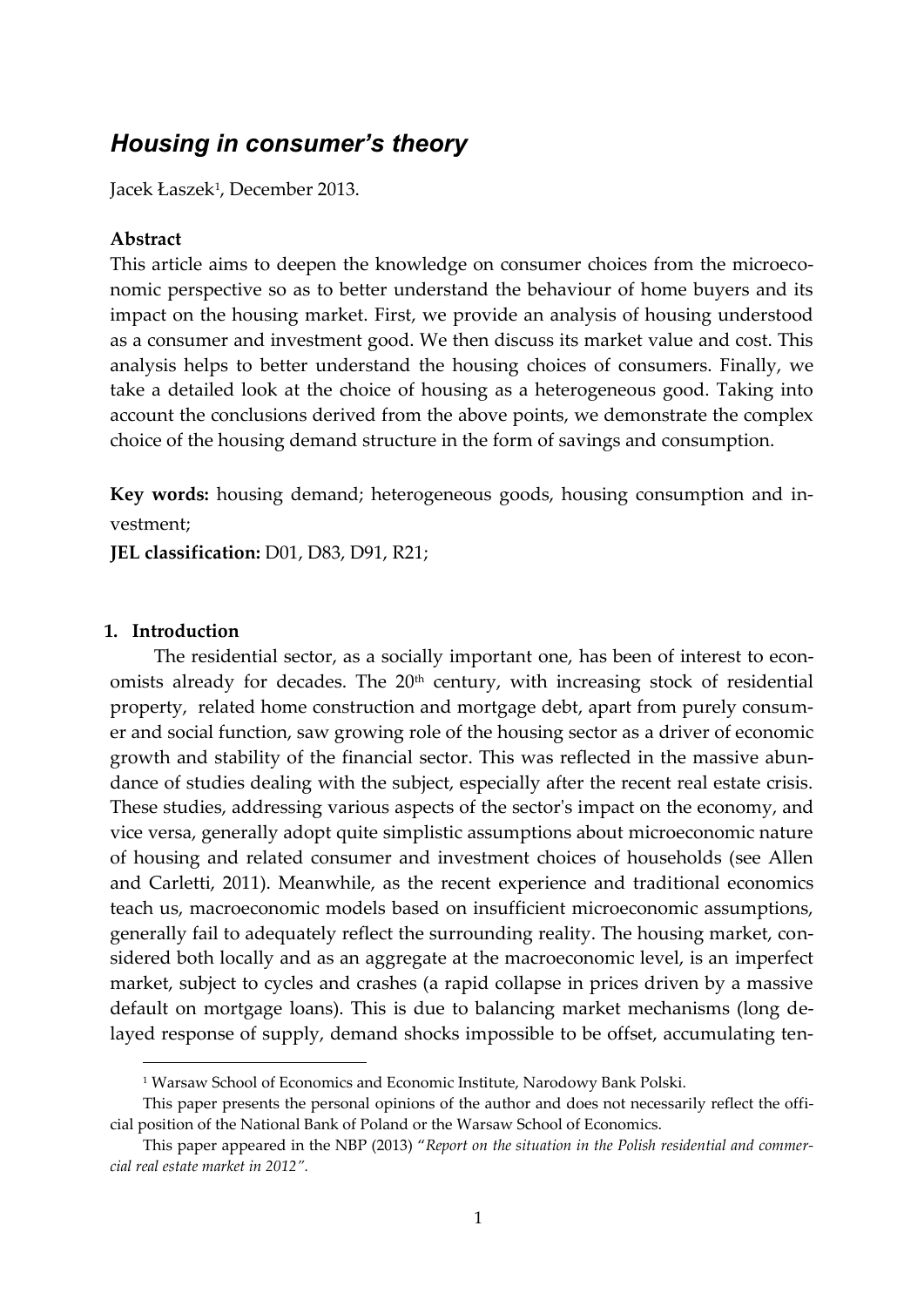## *Housing in consumer's theory*

Jacek Łaszek[1], December 2013.

**Abstract**

This article aims to deepen the knowledge on consumer choices from the microeconomic perspective so as to better understand the behaviour of home buyers and its impact on the housing market. First, we provide an analysis of housing understood as a consumer and investment good. We then discuss its market value and cost. This analysis helps to better understand the housing choices of consumers. Finally, we take a detailed look at the choice of housing as a heterogeneous good. Taking into account the conclusions derived from the above points, we demonstrate the complex choice of the housing demand structure in the form of savings and consumption.

**Key words:** housing demand; heterogeneous goods, housing consumption and investment;

**JEL classification:** D01, D83, D91, R21;

### 1. Introduction

The residential sector, as a socially important one, has been of interest to economists already for decades. The 20th century, with increasing stock of residential property, related home construction and mortgage debt, apart from purely consumer and social function, saw growing role of the housing sector as a driver of economic growth and stability of the financial sector. This was reflected in the massive abundance of studies dealing with the subject, especially after the recent real estate crisis. These studies, addressing various aspects of the sector's impact on the economy, and vice versa, generally adopt quite simplistic assumptions about microeconomic nature of housing and related consumer and investment choices of households (see Allen and Carletti, 2011). Meanwhile, as the recent experience and traditional economics teach us, macroeconomic models based on insufficient microeconomic assumptions, generally fail to adequately reflect the surrounding reality. The housing market, considered both locally and as an aggregate at the macroeconomic level, is an imperfect market, subject to cycles and crashes (a rapid collapse in prices driven by a massive default on mortgage loans). This is due to balancing market mechanisms (long delayed response of supply, demand shocks impossible to be offset, accumulating ten-

---

[1] Warsaw School of Economics and Economic Institute, Narodowy Bank Polski.

This paper presents the personal opinions of the author and does not necessarily reflect the official position of the National Bank of Poland or the Warsaw School of Economics.

This paper appeared in the NBP (2013) "*Report on the situation in the Polish residential and commercial real estate market in 2012".*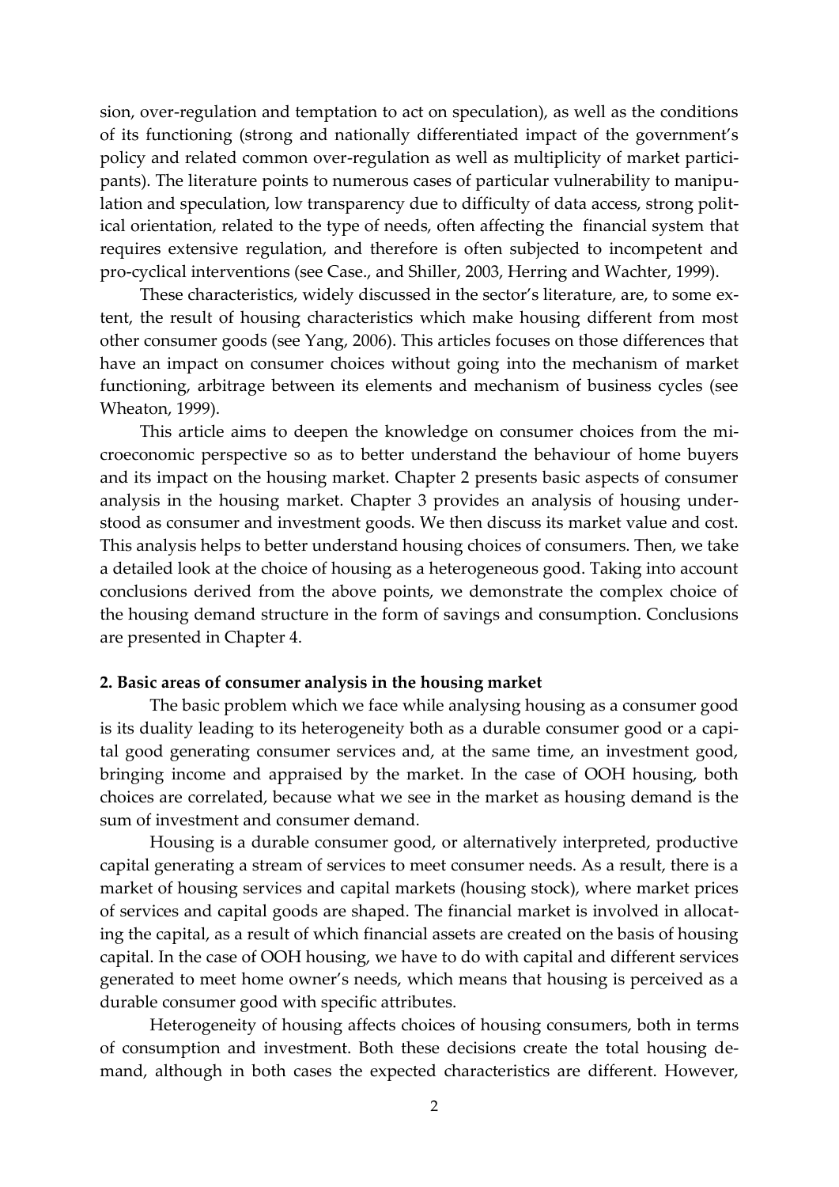sion, over-regulation and temptation to act on speculation), as well as the conditions of its functioning (strong and nationally differentiated impact of the government's policy and related common over-regulation as well as multiplicity of market participants). The literature points to numerous cases of particular vulnerability to manipulation and speculation, low transparency due to difficulty of data access, strong political orientation, related to the type of needs, often affecting the financial system that requires extensive regulation, and therefore is often subjected to incompetent and pro-cyclical interventions (see Case., and Shiller, 2003, Herring and Wachter, 1999).

These characteristics, widely discussed in the sector's literature, are, to some extent, the result of housing characteristics which make housing different from most other consumer goods (see Yang, 2006). This articles focuses on those differences that have an impact on consumer choices without going into the mechanism of market functioning, arbitrage between its elements and mechanism of business cycles (see Wheaton, 1999).

This article aims to deepen the knowledge on consumer choices from the microeconomic perspective so as to better understand the behaviour of home buyers and its impact on the housing market. Chapter 2 presents basic aspects of consumer analysis in the housing market. Chapter 3 provides an analysis of housing understood as consumer and investment goods. We then discuss its market value and cost. This analysis helps to better understand housing choices of consumers. Then, we take a detailed look at the choice of housing as a heterogeneous good. Taking into account conclusions derived from the above points, we demonstrate the complex choice of the housing demand structure in the form of savings and consumption. Conclusions are presented in Chapter 4.

## 2. Basic areas of consumer analysis in the housing market

The basic problem which we face while analysing housing as a consumer good is its duality leading to its heterogeneity both as a durable consumer good or a capital good generating consumer services and, at the same time, an investment good, bringing income and appraised by the market. In the case of OOH housing, both choices are correlated, because what we see in the market as housing demand is the sum of investment and consumer demand.

Housing is a durable consumer good, or alternatively interpreted, productive capital generating a stream of services to meet consumer needs. As a result, there is a market of housing services and capital markets (housing stock), where market prices of services and capital goods are shaped. The financial market is involved in allocating the capital, as a result of which financial assets are created on the basis of housing capital. In the case of OOH housing, we have to do with capital and different services generated to meet home owner's needs, which means that housing is perceived as a durable consumer good with specific attributes.

Heterogeneity of housing affects choices of housing consumers, both in terms of consumption and investment. Both these decisions create the total housing demand, although in both cases the expected characteristics are different. However,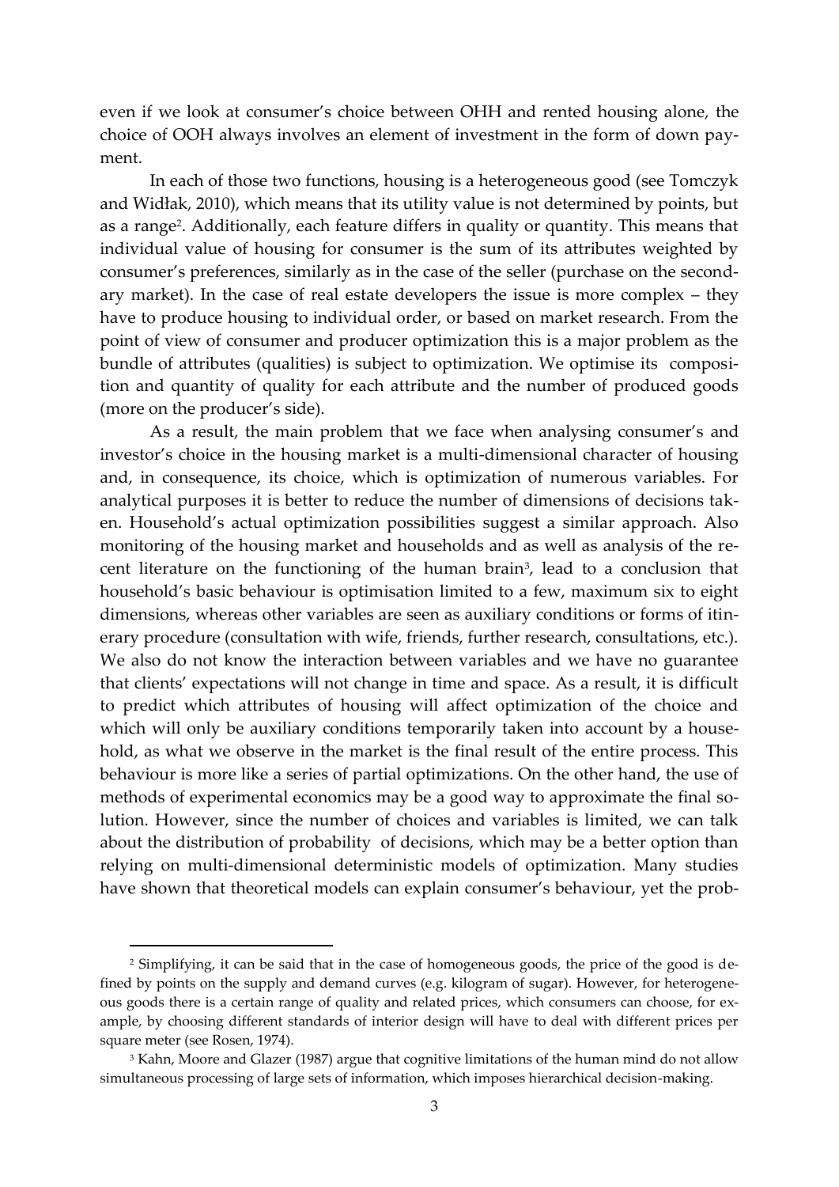even if we look at consumer's choice between OHH and rented housing alone, the choice of OOH always involves an element of investment in the form of down payment.

In each of those two functions, housing is a heterogeneous good (see Tomczyk and Widłak, 2010), which means that its utility value is not determined by points, but as a range[2]. Additionally, each feature differs in quality or quantity. This means that individual value of housing for consumer is the sum of its attributes weighted by consumer's preferences, similarly as in the case of the seller (purchase on the secondary market). In the case of real estate developers the issue is more complex – they have to produce housing to individual order, or based on market research. From the point of view of consumer and producer optimization this is a major problem as the bundle of attributes (qualities) is subject to optimization. We optimise its composition and quantity of quality for each attribute and the number of produced goods (more on the producer's side).

As a result, the main problem that we face when analysing consumer's and investor's choice in the housing market is a multi-dimensional character of housing and, in consequence, its choice, which is optimization of numerous variables. For analytical purposes it is better to reduce the number of dimensions of decisions taken. Household's actual optimization possibilities suggest a similar approach. Also monitoring of the housing market and households and as well as analysis of the recent literature on the functioning of the human brain[3], lead to a conclusion that household's basic behaviour is optimisation limited to a few, maximum six to eight dimensions, whereas other variables are seen as auxiliary conditions or forms of itinerary procedure (consultation with wife, friends, further research, consultations, etc.). We also do not know the interaction between variables and we have no guarantee that clients' expectations will not change in time and space. As a result, it is difficult to predict which attributes of housing will affect optimization of the choice and which will only be auxiliary conditions temporarily taken into account by a household, as what we observe in the market is the final result of the entire process. This behaviour is more like a series of partial optimizations. On the other hand, the use of methods of experimental economics may be a good way to approximate the final solution. However, since the number of choices and variables is limited, we can talk about the distribution of probability of decisions, which may be a better option than relying on multi-dimensional deterministic models of optimization. Many studies have shown that theoretical models can explain consumer's behaviour, yet the prob-

[2] Simplifying, it can be said that in the case of homogeneous goods, the price of the good is defined by points on the supply and demand curves (e.g. kilogram of sugar). However, for heterogeneous goods there is a certain range of quality and related prices, which consumers can choose, for example, by choosing different standards of interior design will have to deal with different prices per square meter (see Rosen, 1974).

[3] Kahn, Moore and Glazer (1987) argue that cognitive limitations of the human mind do not allow simultaneous processing of large sets of information, which imposes hierarchical decision-making.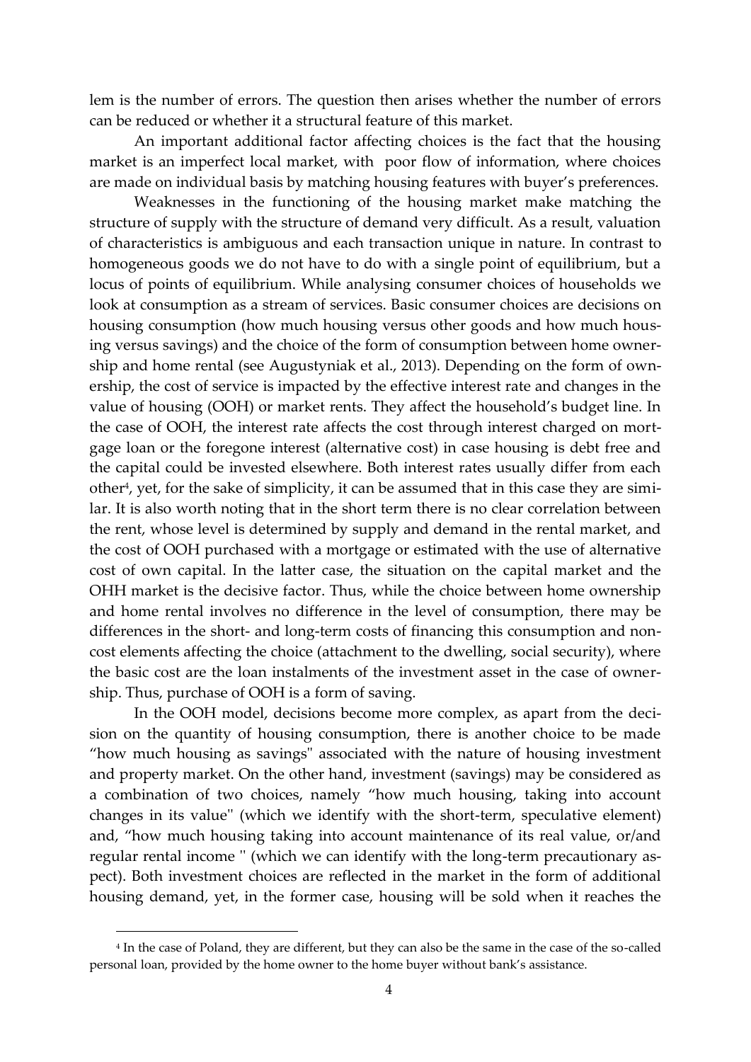lem is the number of errors. The question then arises whether the number of errors can be reduced or whether it a structural feature of this market.

An important additional factor affecting choices is the fact that the housing market is an imperfect local market, with poor flow of information, where choices are made on individual basis by matching housing features with buyer's preferences.

Weaknesses in the functioning of the housing market make matching the structure of supply with the structure of demand very difficult. As a result, valuation of characteristics is ambiguous and each transaction unique in nature. In contrast to homogeneous goods we do not have to do with a single point of equilibrium, but a locus of points of equilibrium. While analysing consumer choices of households we look at consumption as a stream of services. Basic consumer choices are decisions on housing consumption (how much housing versus other goods and how much housing versus savings) and the choice of the form of consumption between home ownership and home rental (see Augustyniak et al., 2013). Depending on the form of ownership, the cost of service is impacted by the effective interest rate and changes in the value of housing (OOH) or market rents. They affect the household's budget line. In the case of OOH, the interest rate affects the cost through interest charged on mortgage loan or the foregone interest (alternative cost) in case housing is debt free and the capital could be invested elsewhere. Both interest rates usually differ from each other[4], yet, for the sake of simplicity, it can be assumed that in this case they are similar. It is also worth noting that in the short term there is no clear correlation between the rent, whose level is determined by supply and demand in the rental market, and the cost of OOH purchased with a mortgage or estimated with the use of alternative cost of own capital. In the latter case, the situation on the capital market and the OHH market is the decisive factor. Thus, while the choice between home ownership and home rental involves no difference in the level of consumption, there may be differences in the short- and long-term costs of financing this consumption and non-cost elements affecting the choice (attachment to the dwelling, social security), where the basic cost are the loan instalments of the investment asset in the case of ownership. Thus, purchase of OOH is a form of saving.

In the OOH model, decisions become more complex, as apart from the decision on the quantity of housing consumption, there is another choice to be made "how much housing as savings" associated with the nature of housing investment and property market. On the other hand, investment (savings) may be considered as a combination of two choices, namely "how much housing, taking into account changes in its value" (which we identify with the short-term, speculative element) and, "how much housing taking into account maintenance of its real value, or/and regular rental income " (which we can identify with the long-term precautionary aspect). Both investment choices are reflected in the market in the form of additional housing demand, yet, in the former case, housing will be sold when it reaches the

[4] In the case of Poland, they are different, but they can also be the same in the case of the so-called personal loan, provided by the home owner to the home buyer without bank's assistance.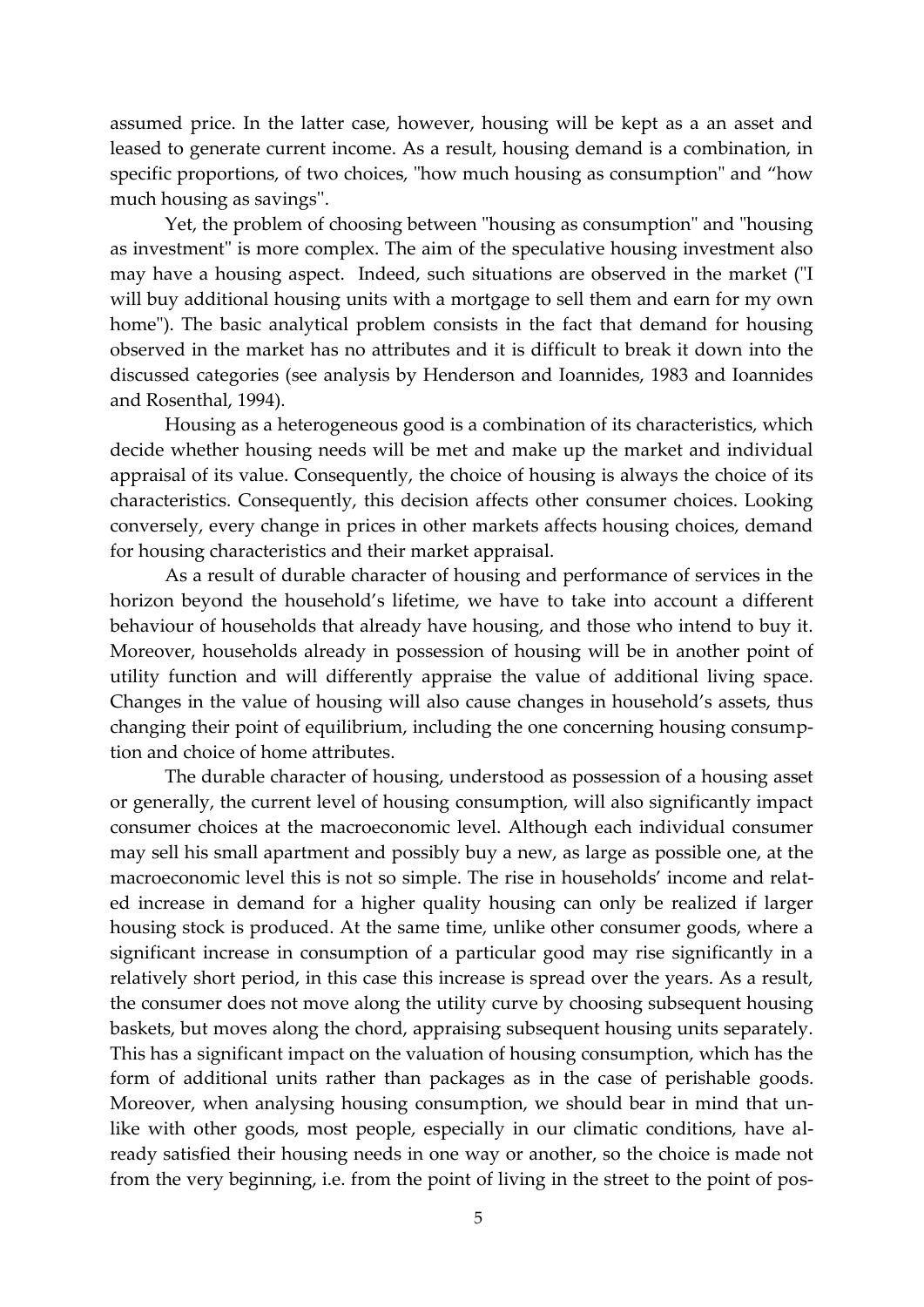assumed price. In the latter case, however, housing will be kept as a an asset and leased to generate current income. As a result, housing demand is a combination, in specific proportions, of two choices, "how much housing as consumption" and "how much housing as savings".

Yet, the problem of choosing between "housing as consumption" and "housing as investment" is more complex. The aim of the speculative housing investment also may have a housing aspect. Indeed, such situations are observed in the market ("I will buy additional housing units with a mortgage to sell them and earn for my own home"). The basic analytical problem consists in the fact that demand for housing observed in the market has no attributes and it is difficult to break it down into the discussed categories (see analysis by Henderson and Ioannides, 1983 and Ioannides and Rosenthal, 1994).

Housing as a heterogeneous good is a combination of its characteristics, which decide whether housing needs will be met and make up the market and individual appraisal of its value. Consequently, the choice of housing is always the choice of its characteristics. Consequently, this decision affects other consumer choices. Looking conversely, every change in prices in other markets affects housing choices, demand for housing characteristics and their market appraisal.

As a result of durable character of housing and performance of services in the horizon beyond the household's lifetime, we have to take into account a different behaviour of households that already have housing, and those who intend to buy it. Moreover, households already in possession of housing will be in another point of utility function and will differently appraise the value of additional living space. Changes in the value of housing will also cause changes in household's assets, thus changing their point of equilibrium, including the one concerning housing consumption and choice of home attributes.

The durable character of housing, understood as possession of a housing asset or generally, the current level of housing consumption, will also significantly impact consumer choices at the macroeconomic level. Although each individual consumer may sell his small apartment and possibly buy a new, as large as possible one, at the macroeconomic level this is not so simple. The rise in households' income and related increase in demand for a higher quality housing can only be realized if larger housing stock is produced. At the same time, unlike other consumer goods, where a significant increase in consumption of a particular good may rise significantly in a relatively short period, in this case this increase is spread over the years. As a result, the consumer does not move along the utility curve by choosing subsequent housing baskets, but moves along the chord, appraising subsequent housing units separately. This has a significant impact on the valuation of housing consumption, which has the form of additional units rather than packages as in the case of perishable goods. Moreover, when analysing housing consumption, we should bear in mind that unlike with other goods, most people, especially in our climatic conditions, have already satisfied their housing needs in one way or another, so the choice is made not from the very beginning, i.e. from the point of living in the street to the point of pos-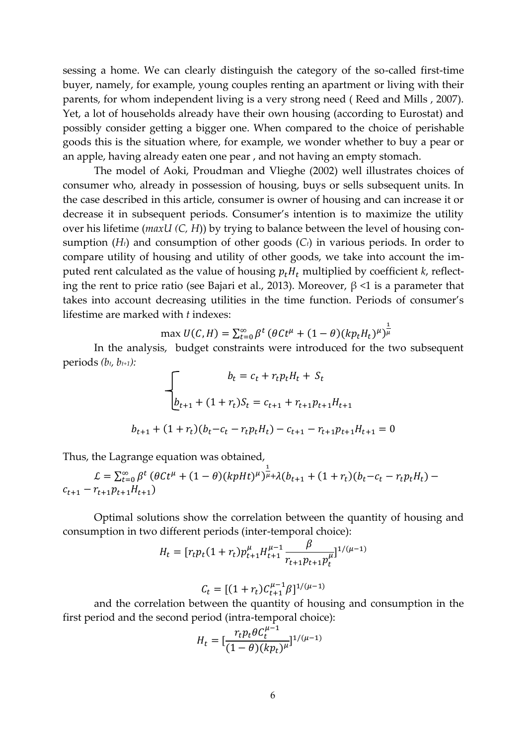sessing a home. We can clearly distinguish the category of the so-called first-time buyer, namely, for example, young couples renting an apartment or living with their parents, for whom independent living is a very strong need ( Reed and Mills , 2007). Yet, a lot of households already have their own housing (according to Eurostat) and possibly consider getting a bigger one. When compared to the choice of perishable goods this is the situation where, for example, we wonder whether to buy a pear or an apple, having already eaten one pear , and not having an empty stomach.

The model of Aoki, Proudman and Vlieghe (2002) well illustrates choices of consumer who, already in possession of housing, buys or sells subsequent units. In the case described in this article, consumer is owner of housing and can increase it or decrease it in subsequent periods. Consumer's intention is to maximize the utility over his lifetime (*maxU (C, H)*) by trying to balance between the level of housing consumption ($H_t$) and consumption of other goods ($C_t$) in various periods. In order to compare utility of housing and utility of other goods, we take into account the imputed rent calculated as the value of housing $p_t H_t$ multiplied by coefficient *k*, reflecting the rent to price ratio (see Bajari et al., 2013). Moreover, $\beta < 1$ is a parameter that takes into account decreasing utilities in the time function. Periods of consumer's lifetime are marked with *t* indexes:

$$\max U(C,H) = \sum_{t=0}^{\infty} \beta^t \left(\theta C t^{\mu} + (1-\theta)(k p_t H_t)^{\mu}\right)^{\frac{1}{\mu}}$$

In the analysis, budget constraints were introduced for the two subsequent periods *($b_t$, $b_{t+1}$):*

$$\begin{cases} b_t = c_t + r_t p_t H_t + S_t \\ b_{t+1} + (1+r_t) S_t = c_{t+1} + r_{t+1} p_{t+1} H_{t+1} \end{cases}$$

$$b_{t+1} + (1+r_t)(b_t - c_t - r_t p_t H_t) - c_{t+1} - r_{t+1} p_{t+1} H_{t+1} = 0$$

Thus, the Lagrange equation was obtained,

$$\mathcal{L} = \sum_{t=0}^{\infty} \beta^t \left(\theta C t^{\mu} + (1-\theta)(k p H t)^{\mu}\right)^{\frac{1}{\mu}} + \lambda(b_{t+1} + (1+r_t)(b_t - c_t - r_t p_t H_t) - c_{t+1} - r_{t+1} p_{t+1} H_{t+1})$$

Optimal solutions show the correlation between the quantity of housing and consumption in two different periods (inter-temporal choice):

$$H_t = [r_t p_t (1+r_t) p_{t+1}^{\mu} H_{t+1}^{\mu-1} \frac{\beta}{r_{t+1} p_{t+1} p_t^{\mu}}]^{1/(\mu-1)}$$

$$C_t = [(1+r_t) C_{t+1}^{\mu-1} \beta]^{1/(\mu-1)}$$

and the correlation between the quantity of housing and consumption in the first period and the second period (intra-temporal choice):

$$H_t = [\frac{r_t p_t \theta C_t^{\mu-1}}{(1-\theta)(k p_t)^{\mu}}]^{1/(\mu-1)}$$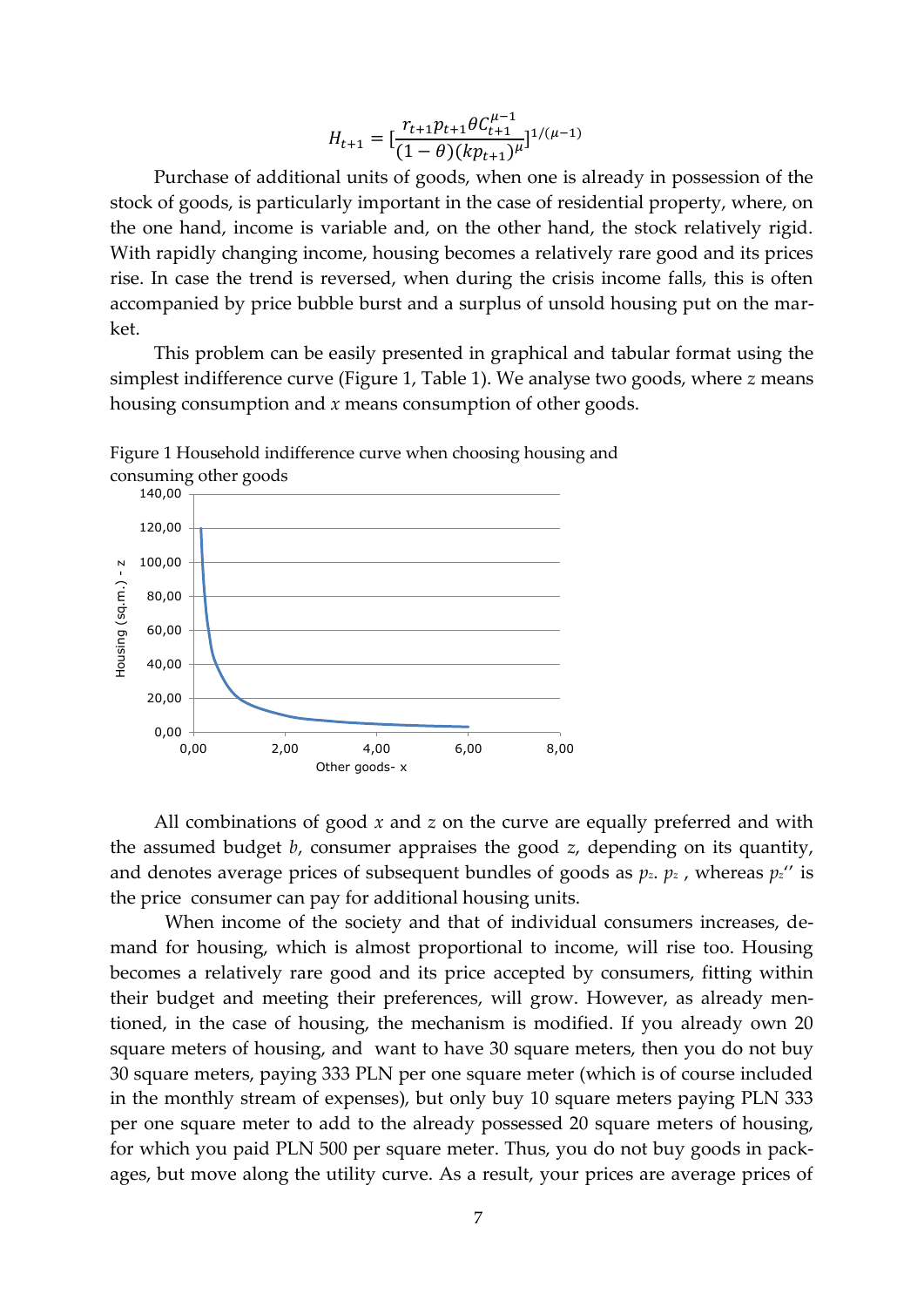$$H_{t+1} = [\frac{r_{t+1} p_{t+1} \theta C_{t+1}^{\mu-1}}{(1-\theta)(k p_{t+1})^{\mu}}]^{1/(\mu-1)}$$

Purchase of additional units of goods, when one is already in possession of the stock of goods, is particularly important in the case of residential property, where, on the one hand, income is variable and, on the other hand, the stock relatively rigid. With rapidly changing income, housing becomes a relatively rare good and its prices rise. In case the trend is reversed, when during the crisis income falls, this is often accompanied by price bubble burst and a surplus of unsold housing put on the market.

This problem can be easily presented in graphical and tabular format using the simplest indifference curve (Figure 1, Table 1). We analyse two goods, where $z$ means housing consumption and $x$ means consumption of other goods.

Figure 1 Household indifference curve when choosing housing and consuming other goods

All combinations of good $x$ and $z$ on the curve are equally preferred and with the assumed budget $b$, consumer appraises the good $z$, depending on its quantity, and denotes average prices of subsequent bundles of goods as $p_z$. $p_z$ , whereas $p_z''$ is the price consumer can pay for additional housing units.

When income of the society and that of individual consumers increases, demand for housing, which is almost proportional to income, will rise too. Housing becomes a relatively rare good and its price accepted by consumers, fitting within their budget and meeting their preferences, will grow. However, as already mentioned, in the case of housing, the mechanism is modified. If you already own 20 square meters of housing, and want to have 30 square meters, then you do not buy 30 square meters, paying 333 PLN per one square meter (which is of course included in the monthly stream of expenses), but only buy 10 square meters paying PLN 333 per one square meter to add to the already possessed 20 square meters of housing, for which you paid PLN 500 per square meter. Thus, you do not buy goods in packages, but move along the utility curve. As a result, your prices are average prices of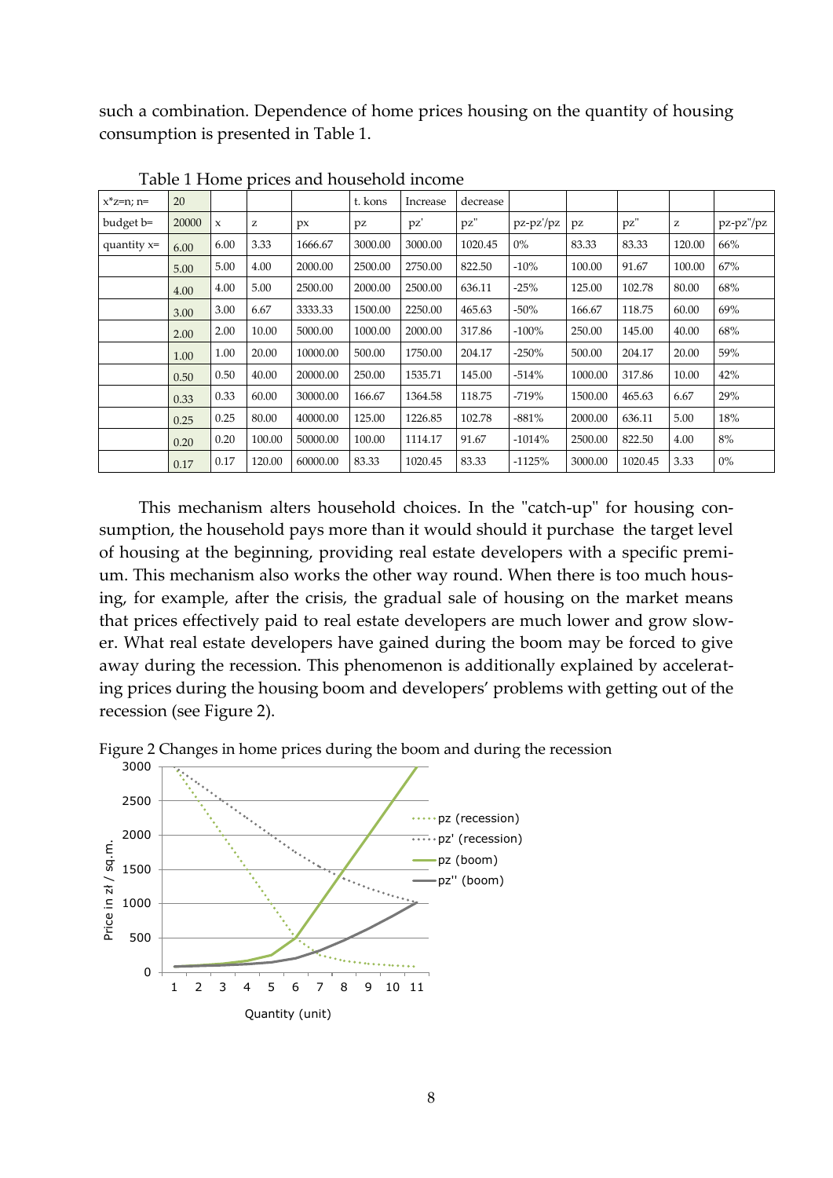such a combination. Dependence of home prices housing on the quantity of housing consumption is presented in Table 1.

Table 1 Home prices and household income

| x*z=n; n= | 20 | | | | t. kons | Increase | decrease | | | | | |
|---|---|---|---|---|---|---|---|---|---|---|---|---|
| budget b= | 20000 | x | z | px | pz | pz' | pz" | pz-pz'/pz | pz | pz" | z | pz-pz"/pz |
| quantity x= | 6.00 | 6.00 | 3.33 | 1666.67 | 3000.00 | 3000.00 | 1020.45 | 0% | 83.33 | 83.33 | 120.00 | 66% |
| | 5.00 | 5.00 | 4.00 | 2000.00 | 2500.00 | 2750.00 | 822.50 | -10% | 100.00 | 91.67 | 100.00 | 67% |
| | 4.00 | 4.00 | 5.00 | 2500.00 | 2000.00 | 2500.00 | 636.11 | -25% | 125.00 | 102.78 | 80.00 | 68% |
| | 3.00 | 3.00 | 6.67 | 3333.33 | 1500.00 | 2250.00 | 465.63 | -50% | 166.67 | 118.75 | 60.00 | 69% |
| | 2.00 | 2.00 | 10.00 | 5000.00 | 1000.00 | 2000.00 | 317.86 | -100% | 250.00 | 145.00 | 40.00 | 68% |
| | 1.00 | 1.00 | 20.00 | 10000.00 | 500.00 | 1750.00 | 204.17 | -250% | 500.00 | 204.17 | 20.00 | 59% |
| | 0.50 | 0.50 | 40.00 | 20000.00 | 250.00 | 1535.71 | 145.00 | -514% | 1000.00 | 317.86 | 10.00 | 42% |
| | 0.33 | 0.33 | 60.00 | 30000.00 | 166.67 | 1364.58 | 118.75 | -719% | 1500.00 | 465.63 | 6.67 | 29% |
| | 0.25 | 0.25 | 80.00 | 40000.00 | 125.00 | 1226.85 | 102.78 | -881% | 2000.00 | 636.11 | 5.00 | 18% |
| | 0.20 | 0.20 | 100.00 | 50000.00 | 100.00 | 1114.17 | 91.67 | -1014% | 2500.00 | 822.50 | 4.00 | 8% |
| | 0.17 | 0.17 | 120.00 | 60000.00 | 83.33 | 1020.45 | 83.33 | -1125% | 3000.00 | 1020.45 | 3.33 | 0% |

This mechanism alters household choices. In the "catch-up" for housing consumption, the household pays more than it would should it purchase the target level of housing at the beginning, providing real estate developers with a specific premium. This mechanism also works the other way round. When there is too much housing, for example, after the crisis, the gradual sale of housing on the market means that prices effectively paid to real estate developers are much lower and grow slower. What real estate developers have gained during the boom may be forced to give away during the recession. This phenomenon is additionally explained by accelerating prices during the housing boom and developers' problems with getting out of the recession (see Figure 2).

Figure 2 Changes in home prices during the boom and during the recession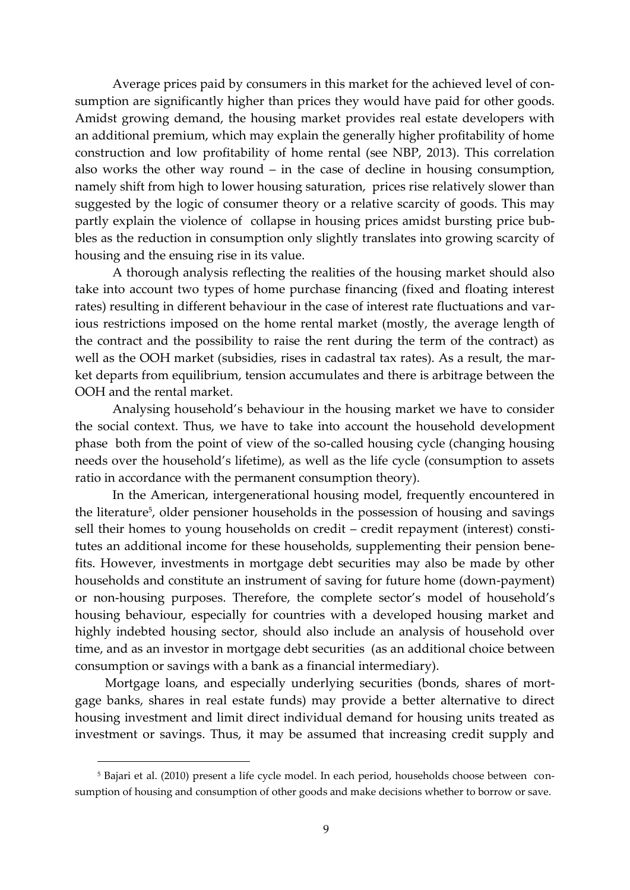Average prices paid by consumers in this market for the achieved level of consumption are significantly higher than prices they would have paid for other goods. Amidst growing demand, the housing market provides real estate developers with an additional premium, which may explain the generally higher profitability of home construction and low profitability of home rental (see NBP, 2013). This correlation also works the other way round – in the case of decline in housing consumption, namely shift from high to lower housing saturation, prices rise relatively slower than suggested by the logic of consumer theory or a relative scarcity of goods. This may partly explain the violence of collapse in housing prices amidst bursting price bubbles as the reduction in consumption only slightly translates into growing scarcity of housing and the ensuing rise in its value.

A thorough analysis reflecting the realities of the housing market should also take into account two types of home purchase financing (fixed and floating interest rates) resulting in different behaviour in the case of interest rate fluctuations and various restrictions imposed on the home rental market (mostly, the average length of the contract and the possibility to raise the rent during the term of the contract) as well as the OOH market (subsidies, rises in cadastral tax rates). As a result, the market departs from equilibrium, tension accumulates and there is arbitrage between the OOH and the rental market.

Analysing household's behaviour in the housing market we have to consider the social context. Thus, we have to take into account the household development phase both from the point of view of the so-called housing cycle (changing housing needs over the household's lifetime), as well as the life cycle (consumption to assets ratio in accordance with the permanent consumption theory).

In the American, intergenerational housing model, frequently encountered in the literature[5], older pensioner households in the possession of housing and savings sell their homes to young households on credit – credit repayment (interest) constitutes an additional income for these households, supplementing their pension benefits. However, investments in mortgage debt securities may also be made by other households and constitute an instrument of saving for future home (down-payment) or non-housing purposes. Therefore, the complete sector's model of household's housing behaviour, especially for countries with a developed housing market and highly indebted housing sector, should also include an analysis of household over time, and as an investor in mortgage debt securities (as an additional choice between consumption or savings with a bank as a financial intermediary).

Mortgage loans, and especially underlying securities (bonds, shares of mortgage banks, shares in real estate funds) may provide a better alternative to direct housing investment and limit direct individual demand for housing units treated as investment or savings. Thus, it may be assumed that increasing credit supply and

[5] Bajari et al. (2010) present a life cycle model. In each period, households choose between consumption of housing and consumption of other goods and make decisions whether to borrow or save.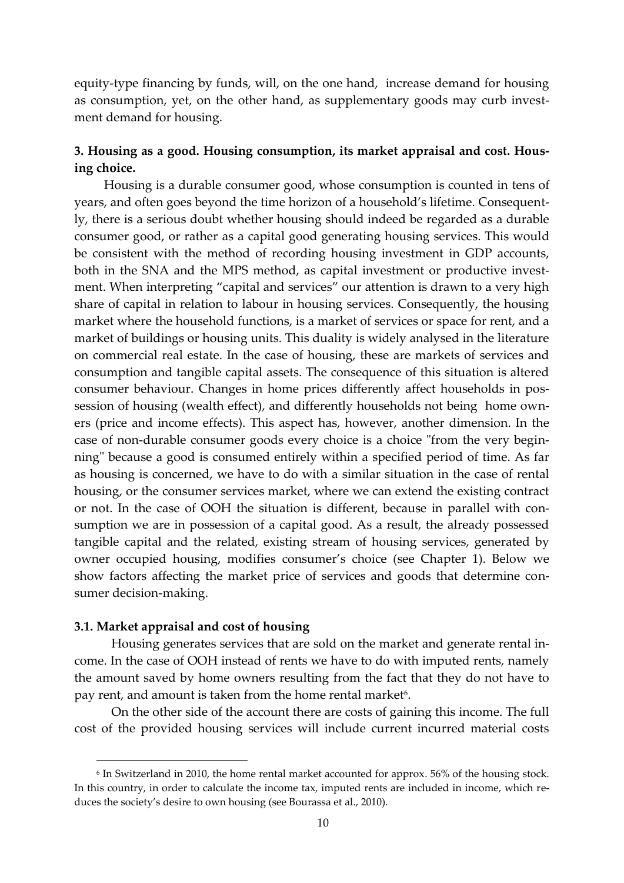equity-type financing by funds, will, on the one hand, increase demand for housing as consumption, yet, on the other hand, as supplementary goods may curb investment demand for housing.

## 3. Housing as a good. Housing consumption, its market appraisal and cost. Housing choice.

Housing is a durable consumer good, whose consumption is counted in tens of years, and often goes beyond the time horizon of a household's lifetime. Consequently, there is a serious doubt whether housing should indeed be regarded as a durable consumer good, or rather as a capital good generating housing services. This would be consistent with the method of recording housing investment in GDP accounts, both in the SNA and the MPS method, as capital investment or productive investment. When interpreting "capital and services" our attention is drawn to a very high share of capital in relation to labour in housing services. Consequently, the housing market where the household functions, is a market of services or space for rent, and a market of buildings or housing units. This duality is widely analysed in the literature on commercial real estate. In the case of housing, these are markets of services and consumption and tangible capital assets. The consequence of this situation is altered consumer behaviour. Changes in home prices differently affect households in possession of housing (wealth effect), and differently households not being home owners (price and income effects). This aspect has, however, another dimension. In the case of non-durable consumer goods every choice is a choice "from the very beginning" because a good is consumed entirely within a specified period of time. As far as housing is concerned, we have to do with a similar situation in the case of rental housing, or the consumer services market, where we can extend the existing contract or not. In the case of OOH the situation is different, because in parallel with consumption we are in possession of a capital good. As a result, the already possessed tangible capital and the related, existing stream of housing services, generated by owner occupied housing, modifies consumer's choice (see Chapter 1). Below we show factors affecting the market price of services and goods that determine consumer decision-making.

### 3.1. Market appraisal and cost of housing

Housing generates services that are sold on the market and generate rental income. In the case of OOH instead of rents we have to do with imputed rents, namely the amount saved by home owners resulting from the fact that they do not have to pay rent, and amount is taken from the home rental market[6].

On the other side of the account there are costs of gaining this income. The full cost of the provided housing services will include current incurred material costs

---

[6] In Switzerland in 2010, the home rental market accounted for approx. 56% of the housing stock. In this country, in order to calculate the income tax, imputed rents are included in income, which reduces the society's desire to own housing (see Bourassa et al., 2010).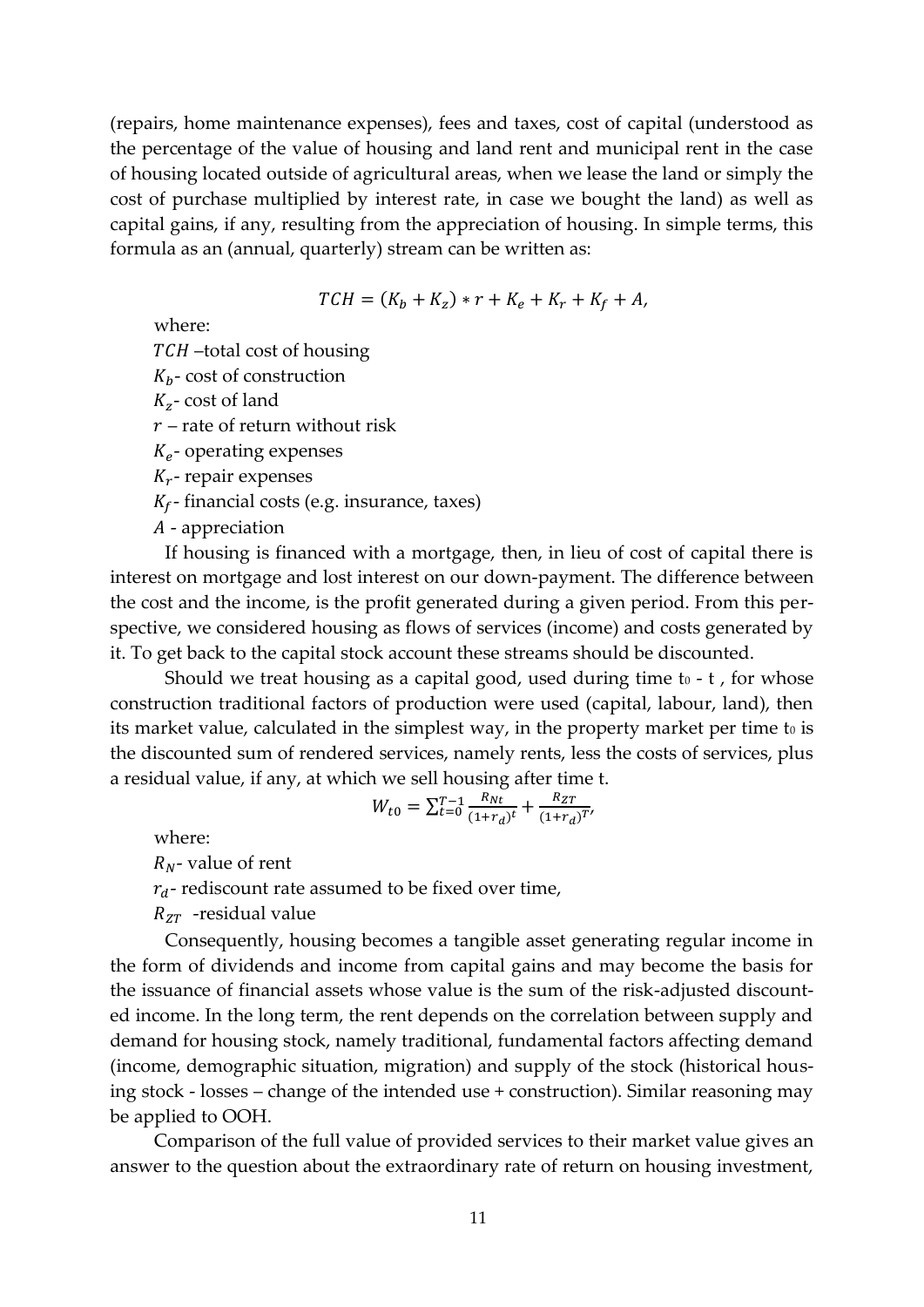(repairs, home maintenance expenses), fees and taxes, cost of capital (understood as the percentage of the value of housing and land rent and municipal rent in the case of housing located outside of agricultural areas, when we lease the land or simply the cost of purchase multiplied by interest rate, in case we bought the land) as well as capital gains, if any, resulting from the appreciation of housing. In simple terms, this formula as an (annual, quarterly) stream can be written as:

$$TCH = (K_b + K_z) * r + K_e + K_r + K_f + A,$$

where:

$TCH$ –total cost of housing

$K_b$- cost of construction

$K_z$- cost of land

$r$ – rate of return without risk

$K_e$- operating expenses

$K_r$- repair expenses

$K_f$- financial costs (e.g. insurance, taxes)

$A$ - appreciation

If housing is financed with a mortgage, then, in lieu of cost of capital there is interest on mortgage and lost interest on our down-payment. The difference between the cost and the income, is the profit generated during a given period. From this perspective, we considered housing as flows of services (income) and costs generated by it. To get back to the capital stock account these streams should be discounted.

Should we treat housing as a capital good, used during time $t_0$ - t , for whose construction traditional factors of production were used (capital, labour, land), then its market value, calculated in the simplest way, in the property market per time $t_0$ is the discounted sum of rendered services, namely rents, less the costs of services, plus a residual value, if any, at which we sell housing after time t.

$$W_{t0} = \sum_{t=0}^{T-1} \frac{R_{Nt}}{(1+r_d)^t} + \frac{R_{ZT}}{(1+r_d)^T},$$

where:

$R_N$- value of rent

$r_d$- rediscount rate assumed to be fixed over time,

$R_{ZT}$ -residual value

Consequently, housing becomes a tangible asset generating regular income in the form of dividends and income from capital gains and may become the basis for the issuance of financial assets whose value is the sum of the risk-adjusted discounted income. In the long term, the rent depends on the correlation between supply and demand for housing stock, namely traditional, fundamental factors affecting demand (income, demographic situation, migration) and supply of the stock (historical housing stock - losses – change of the intended use + construction). Similar reasoning may be applied to OOH.

Comparison of the full value of provided services to their market value gives an answer to the question about the extraordinary rate of return on housing investment,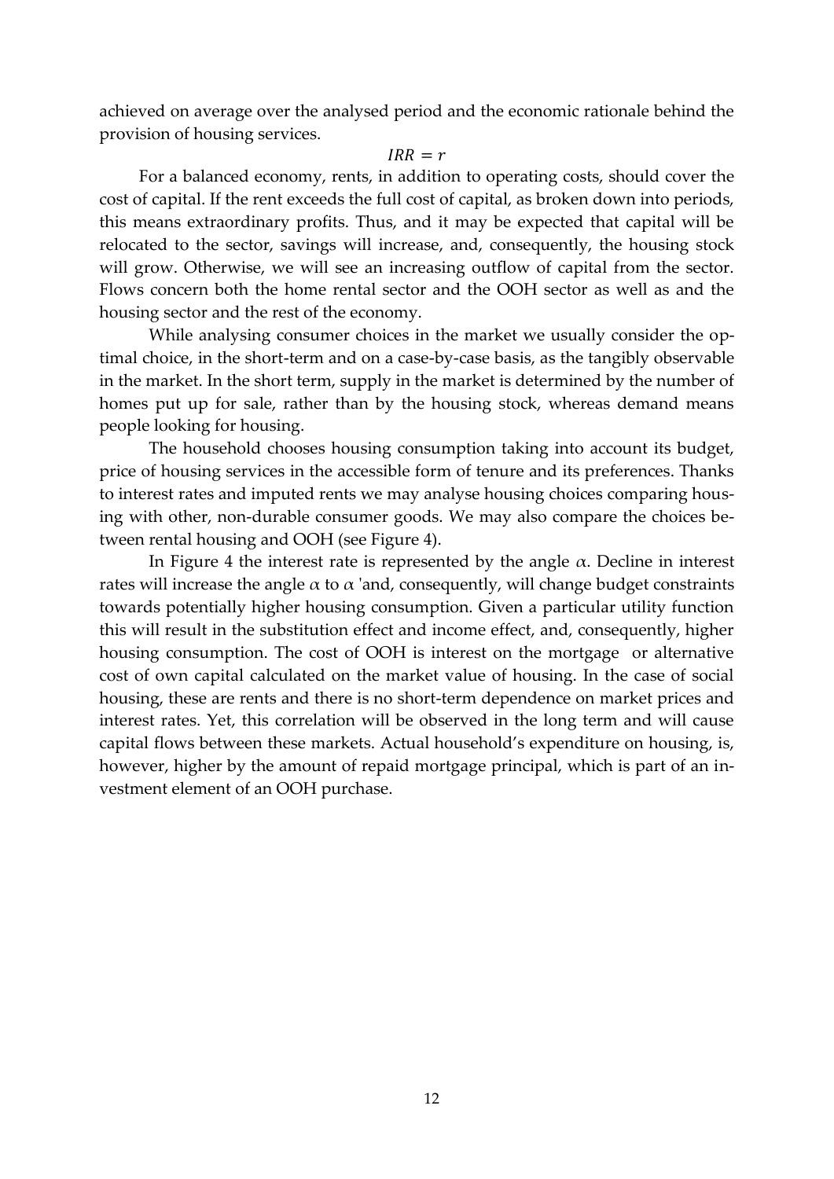achieved on average over the analysed period and the economic rationale behind the provision of housing services.

$$IRR = r$$

For a balanced economy, rents, in addition to operating costs, should cover the cost of capital. If the rent exceeds the full cost of capital, as broken down into periods, this means extraordinary profits. Thus, and it may be expected that capital will be relocated to the sector, savings will increase, and, consequently, the housing stock will grow. Otherwise, we will see an increasing outflow of capital from the sector. Flows concern both the home rental sector and the OOH sector as well as and the housing sector and the rest of the economy.

While analysing consumer choices in the market we usually consider the optimal choice, in the short-term and on a case-by-case basis, as the tangibly observable in the market. In the short term, supply in the market is determined by the number of homes put up for sale, rather than by the housing stock, whereas demand means people looking for housing.

The household chooses housing consumption taking into account its budget, price of housing services in the accessible form of tenure and its preferences. Thanks to interest rates and imputed rents we may analyse housing choices comparing housing with other, non-durable consumer goods. We may also compare the choices between rental housing and OOH (see Figure 4).

In Figure 4 the interest rate is represented by the angle $\alpha$. Decline in interest rates will increase the angle $\alpha$ to $\alpha$ 'and, consequently, will change budget constraints towards potentially higher housing consumption. Given a particular utility function this will result in the substitution effect and income effect, and, consequently, higher housing consumption. The cost of OOH is interest on the mortgage or alternative cost of own capital calculated on the market value of housing. In the case of social housing, these are rents and there is no short-term dependence on market prices and interest rates. Yet, this correlation will be observed in the long term and will cause capital flows between these markets. Actual household's expenditure on housing, is, however, higher by the amount of repaid mortgage principal, which is part of an investment element of an OOH purchase.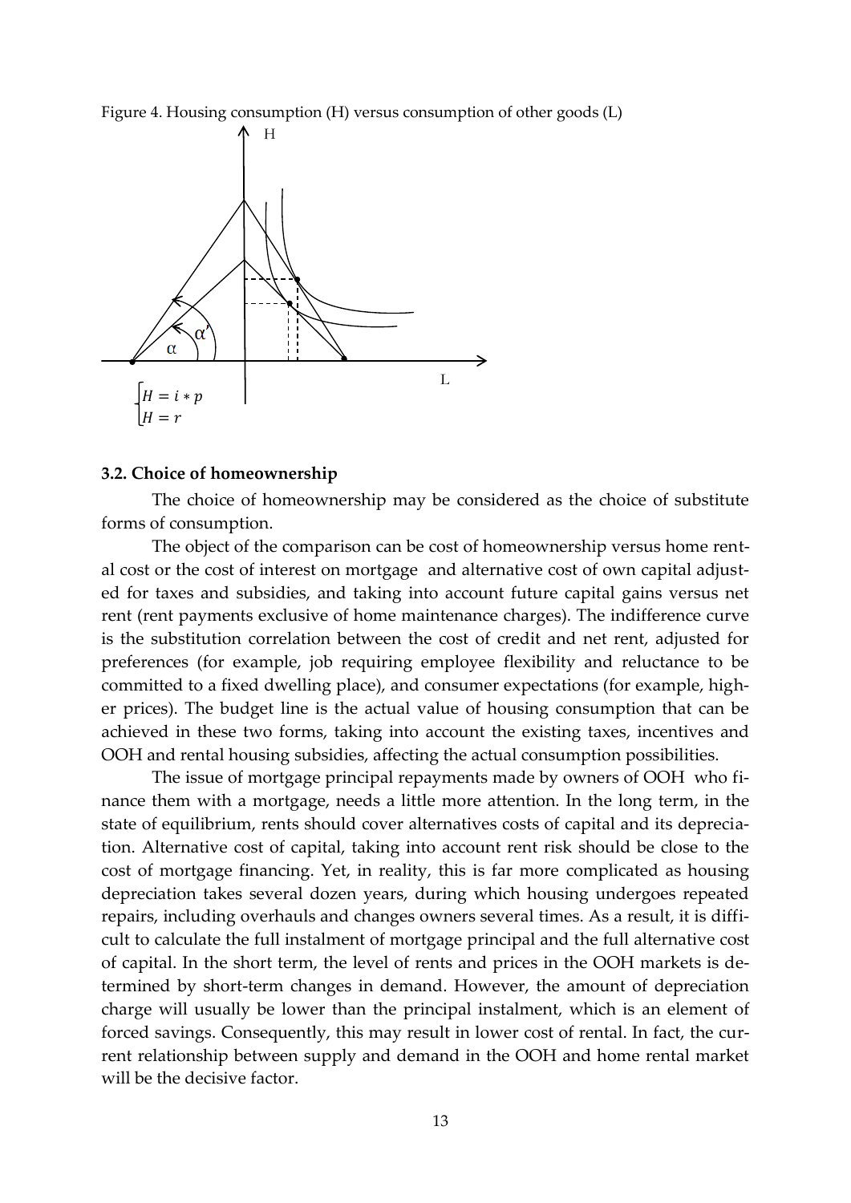Figure 4. Housing consumption (H) versus consumption of other goods (L)

$$\begin{cases} H = i * p \\ H = r \end{cases}$$

### 3.2. Choice of homeownership

The choice of homeownership may be considered as the choice of substitute forms of consumption.

The object of the comparison can be cost of homeownership versus home rental cost or the cost of interest on mortgage and alternative cost of own capital adjusted for taxes and subsidies, and taking into account future capital gains versus net rent (rent payments exclusive of home maintenance charges). The indifference curve is the substitution correlation between the cost of credit and net rent, adjusted for preferences (for example, job requiring employee flexibility and reluctance to be committed to a fixed dwelling place), and consumer expectations (for example, higher prices). The budget line is the actual value of housing consumption that can be achieved in these two forms, taking into account the existing taxes, incentives and OOH and rental housing subsidies, affecting the actual consumption possibilities.

The issue of mortgage principal repayments made by owners of OOH who finance them with a mortgage, needs a little more attention. In the long term, in the state of equilibrium, rents should cover alternatives costs of capital and its depreciation. Alternative cost of capital, taking into account rent risk should be close to the cost of mortgage financing. Yet, in reality, this is far more complicated as housing depreciation takes several dozen years, during which housing undergoes repeated repairs, including overhauls and changes owners several times. As a result, it is difficult to calculate the full instalment of mortgage principal and the full alternative cost of capital. In the short term, the level of rents and prices in the OOH markets is determined by short-term changes in demand. However, the amount of depreciation charge will usually be lower than the principal instalment, which is an element of forced savings. Consequently, this may result in lower cost of rental. In fact, the current relationship between supply and demand in the OOH and home rental market will be the decisive factor.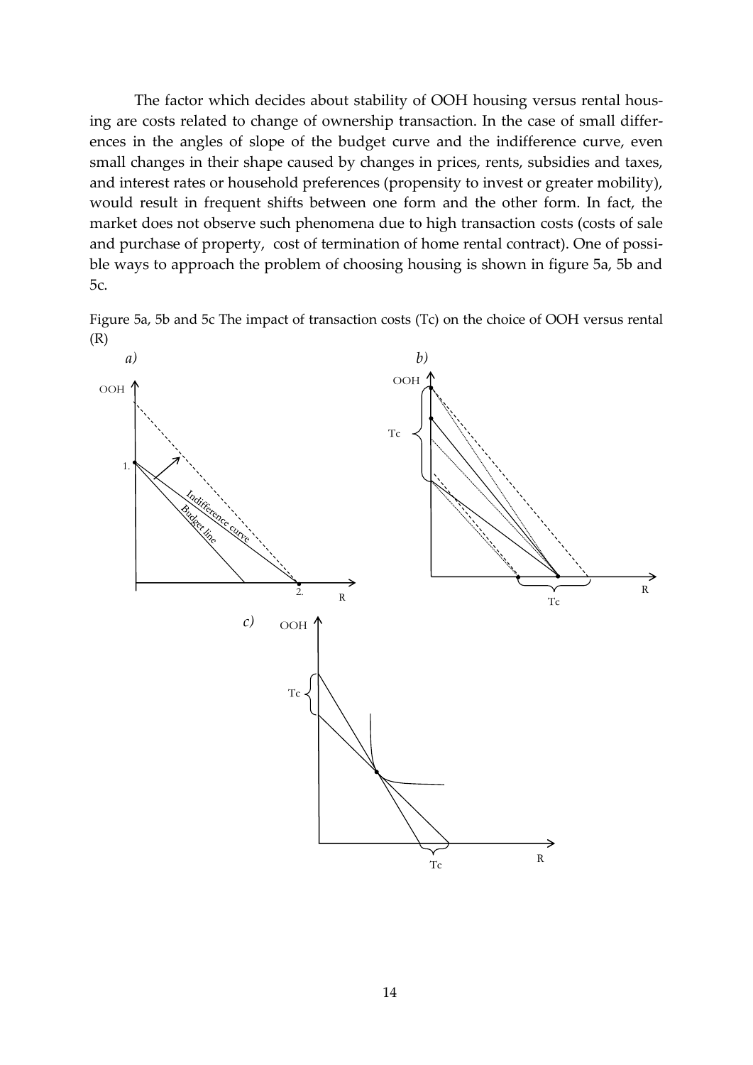The factor which decides about stability of OOH housing versus rental housing are costs related to change of ownership transaction. In the case of small differences in the angles of slope of the budget curve and the indifference curve, even small changes in their shape caused by changes in prices, rents, subsidies and taxes, and interest rates or household preferences (propensity to invest or greater mobility), would result in frequent shifts between one form and the other form. In fact, the market does not observe such phenomena due to high transaction costs (costs of sale and purchase of property, cost of termination of home rental contract). One of possible ways to approach the problem of choosing housing is shown in figure 5a, 5b and 5c.

Figure 5a, 5b and 5c The impact of transaction costs (Tc) on the choice of OOH versus rental (R)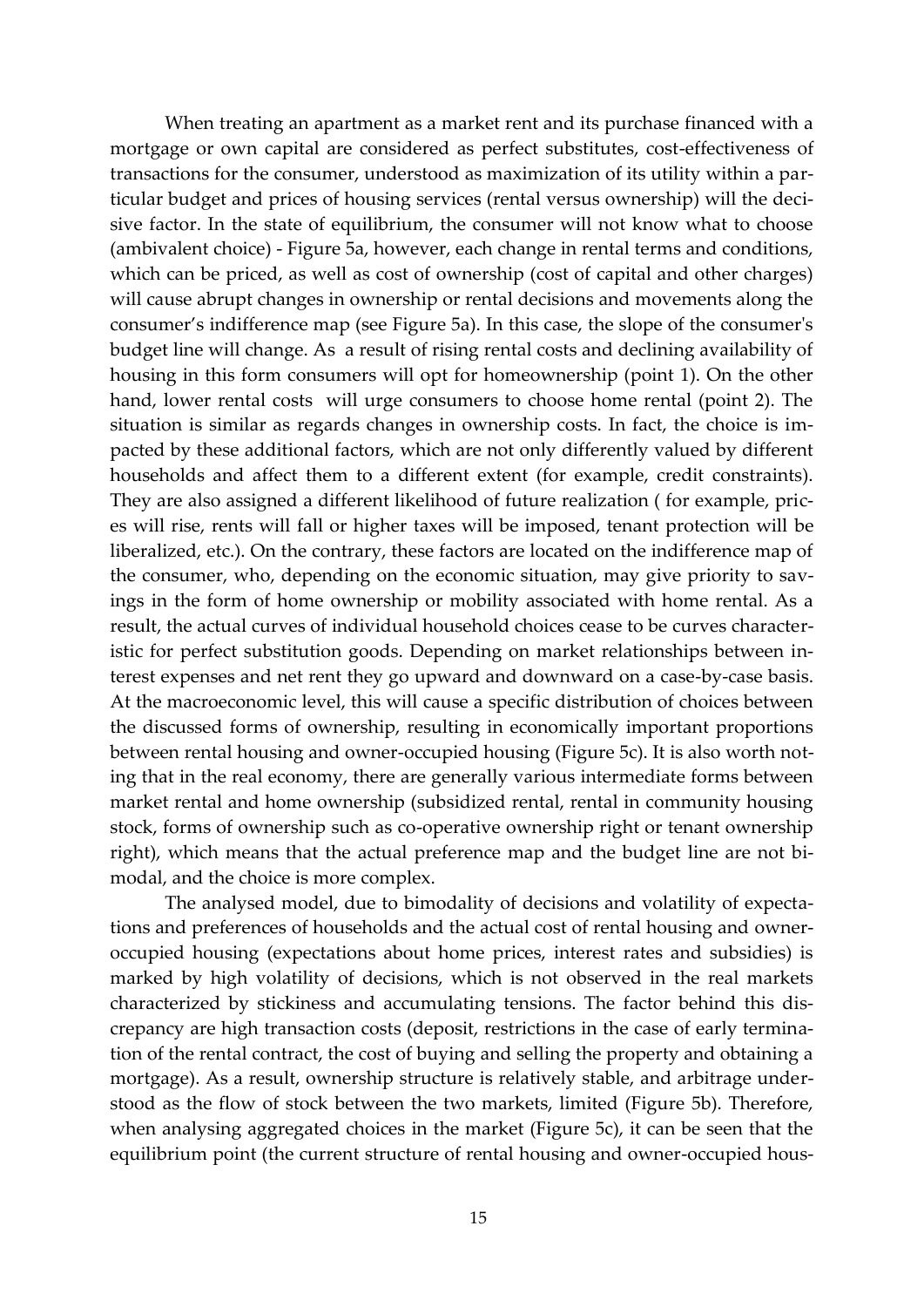When treating an apartment as a market rent and its purchase financed with a mortgage or own capital are considered as perfect substitutes, cost-effectiveness of transactions for the consumer, understood as maximization of its utility within a particular budget and prices of housing services (rental versus ownership) will the decisive factor. In the state of equilibrium, the consumer will not know what to choose (ambivalent choice) - Figure 5a, however, each change in rental terms and conditions, which can be priced, as well as cost of ownership (cost of capital and other charges) will cause abrupt changes in ownership or rental decisions and movements along the consumer's indifference map (see Figure 5a). In this case, the slope of the consumer's budget line will change. As a result of rising rental costs and declining availability of housing in this form consumers will opt for homeownership (point 1). On the other hand, lower rental costs will urge consumers to choose home rental (point 2). The situation is similar as regards changes in ownership costs. In fact, the choice is impacted by these additional factors, which are not only differently valued by different households and affect them to a different extent (for example, credit constraints). They are also assigned a different likelihood of future realization ( for example, prices will rise, rents will fall or higher taxes will be imposed, tenant protection will be liberalized, etc.). On the contrary, these factors are located on the indifference map of the consumer, who, depending on the economic situation, may give priority to savings in the form of home ownership or mobility associated with home rental. As a result, the actual curves of individual household choices cease to be curves characteristic for perfect substitution goods. Depending on market relationships between interest expenses and net rent they go upward and downward on a case-by-case basis. At the macroeconomic level, this will cause a specific distribution of choices between the discussed forms of ownership, resulting in economically important proportions between rental housing and owner-occupied housing (Figure 5c). It is also worth noting that in the real economy, there are generally various intermediate forms between market rental and home ownership (subsidized rental, rental in community housing stock, forms of ownership such as co-operative ownership right or tenant ownership right), which means that the actual preference map and the budget line are not bimodal, and the choice is more complex.

The analysed model, due to bimodality of decisions and volatility of expectations and preferences of households and the actual cost of rental housing and owner-occupied housing (expectations about home prices, interest rates and subsidies) is marked by high volatility of decisions, which is not observed in the real markets characterized by stickiness and accumulating tensions. The factor behind this discrepancy are high transaction costs (deposit, restrictions in the case of early termination of the rental contract, the cost of buying and selling the property and obtaining a mortgage). As a result, ownership structure is relatively stable, and arbitrage understood as the flow of stock between the two markets, limited (Figure 5b). Therefore, when analysing aggregated choices in the market (Figure 5c), it can be seen that the equilibrium point (the current structure of rental housing and owner-occupied hous-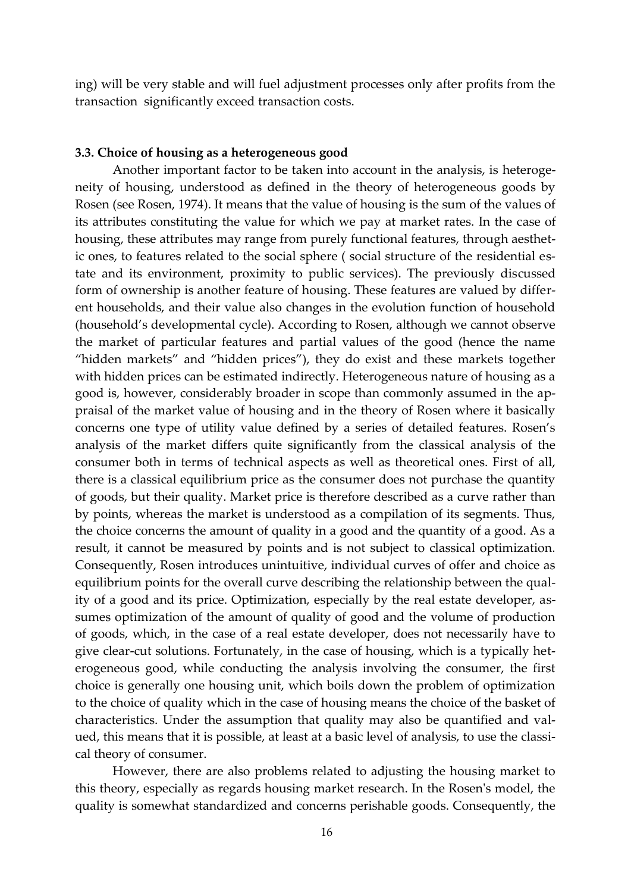ing) will be very stable and will fuel adjustment processes only after profits from the transaction significantly exceed transaction costs.

### 3.3. Choice of housing as a heterogeneous good

Another important factor to be taken into account in the analysis, is heterogeneity of housing, understood as defined in the theory of heterogeneous goods by Rosen (see Rosen, 1974). It means that the value of housing is the sum of the values of its attributes constituting the value for which we pay at market rates. In the case of housing, these attributes may range from purely functional features, through aesthetic ones, to features related to the social sphere ( social structure of the residential estate and its environment, proximity to public services). The previously discussed form of ownership is another feature of housing. These features are valued by different households, and their value also changes in the evolution function of household (household's developmental cycle). According to Rosen, although we cannot observe the market of particular features and partial values of the good (hence the name "hidden markets" and "hidden prices"), they do exist and these markets together with hidden prices can be estimated indirectly. Heterogeneous nature of housing as a good is, however, considerably broader in scope than commonly assumed in the appraisal of the market value of housing and in the theory of Rosen where it basically concerns one type of utility value defined by a series of detailed features. Rosen's analysis of the market differs quite significantly from the classical analysis of the consumer both in terms of technical aspects as well as theoretical ones. First of all, there is a classical equilibrium price as the consumer does not purchase the quantity of goods, but their quality. Market price is therefore described as a curve rather than by points, whereas the market is understood as a compilation of its segments. Thus, the choice concerns the amount of quality in a good and the quantity of a good. As a result, it cannot be measured by points and is not subject to classical optimization. Consequently, Rosen introduces unintuitive, individual curves of offer and choice as equilibrium points for the overall curve describing the relationship between the quality of a good and its price. Optimization, especially by the real estate developer, assumes optimization of the amount of quality of good and the volume of production of goods, which, in the case of a real estate developer, does not necessarily have to give clear-cut solutions. Fortunately, in the case of housing, which is a typically heterogeneous good, while conducting the analysis involving the consumer, the first choice is generally one housing unit, which boils down the problem of optimization to the choice of quality which in the case of housing means the choice of the basket of characteristics. Under the assumption that quality may also be quantified and valued, this means that it is possible, at least at a basic level of analysis, to use the classical theory of consumer.

However, there are also problems related to adjusting the housing market to this theory, especially as regards housing market research. In the Rosen's model, the quality is somewhat standardized and concerns perishable goods. Consequently, the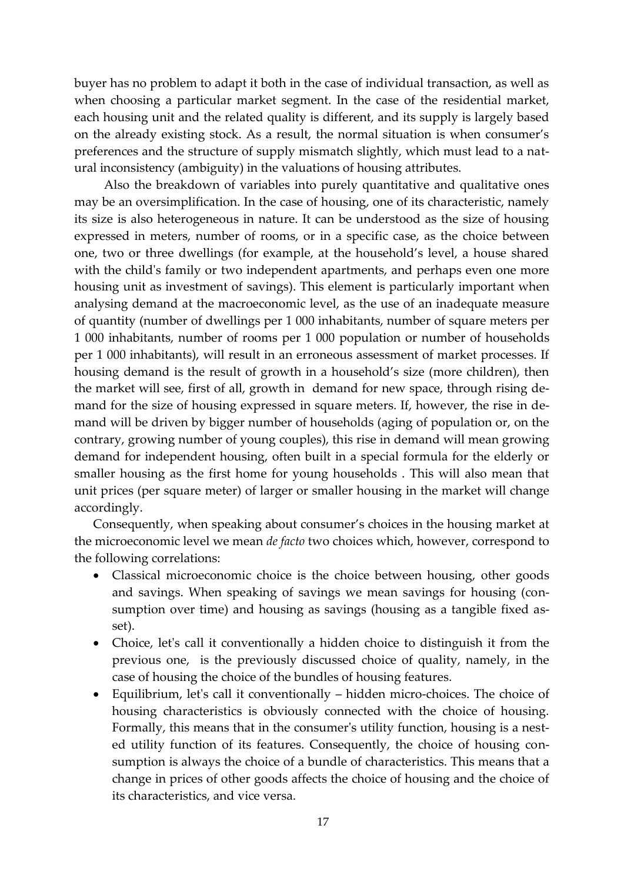buyer has no problem to adapt it both in the case of individual transaction, as well as when choosing a particular market segment. In the case of the residential market, each housing unit and the related quality is different, and its supply is largely based on the already existing stock. As a result, the normal situation is when consumer's preferences and the structure of supply mismatch slightly, which must lead to a natural inconsistency (ambiguity) in the valuations of housing attributes.

Also the breakdown of variables into purely quantitative and qualitative ones may be an oversimplification. In the case of housing, one of its characteristic, namely its size is also heterogeneous in nature. It can be understood as the size of housing expressed in meters, number of rooms, or in a specific case, as the choice between one, two or three dwellings (for example, at the household's level, a house shared with the child's family or two independent apartments, and perhaps even one more housing unit as investment of savings). This element is particularly important when analysing demand at the macroeconomic level, as the use of an inadequate measure of quantity (number of dwellings per 1 000 inhabitants, number of square meters per 1 000 inhabitants, number of rooms per 1 000 population or number of households per 1 000 inhabitants), will result in an erroneous assessment of market processes. If housing demand is the result of growth in a household's size (more children), then the market will see, first of all, growth in demand for new space, through rising demand for the size of housing expressed in square meters. If, however, the rise in demand will be driven by bigger number of households (aging of population or, on the contrary, growing number of young couples), this rise in demand will mean growing demand for independent housing, often built in a special formula for the elderly or smaller housing as the first home for young households . This will also mean that unit prices (per square meter) of larger or smaller housing in the market will change accordingly.

Consequently, when speaking about consumer's choices in the housing market at the microeconomic level we mean *de facto* two choices which, however, correspond to the following correlations:

- Classical microeconomic choice is the choice between housing, other goods and savings. When speaking of savings we mean savings for housing (consumption over time) and housing as savings (housing as a tangible fixed asset).
- Choice, let's call it conventionally a hidden choice to distinguish it from the previous one, is the previously discussed choice of quality, namely, in the case of housing the choice of the bundles of housing features.
- Equilibrium, let's call it conventionally – hidden micro-choices. The choice of housing characteristics is obviously connected with the choice of housing. Formally, this means that in the consumer's utility function, housing is a nested utility function of its features. Consequently, the choice of housing consumption is always the choice of a bundle of characteristics. This means that a change in prices of other goods affects the choice of housing and the choice of its characteristics, and vice versa.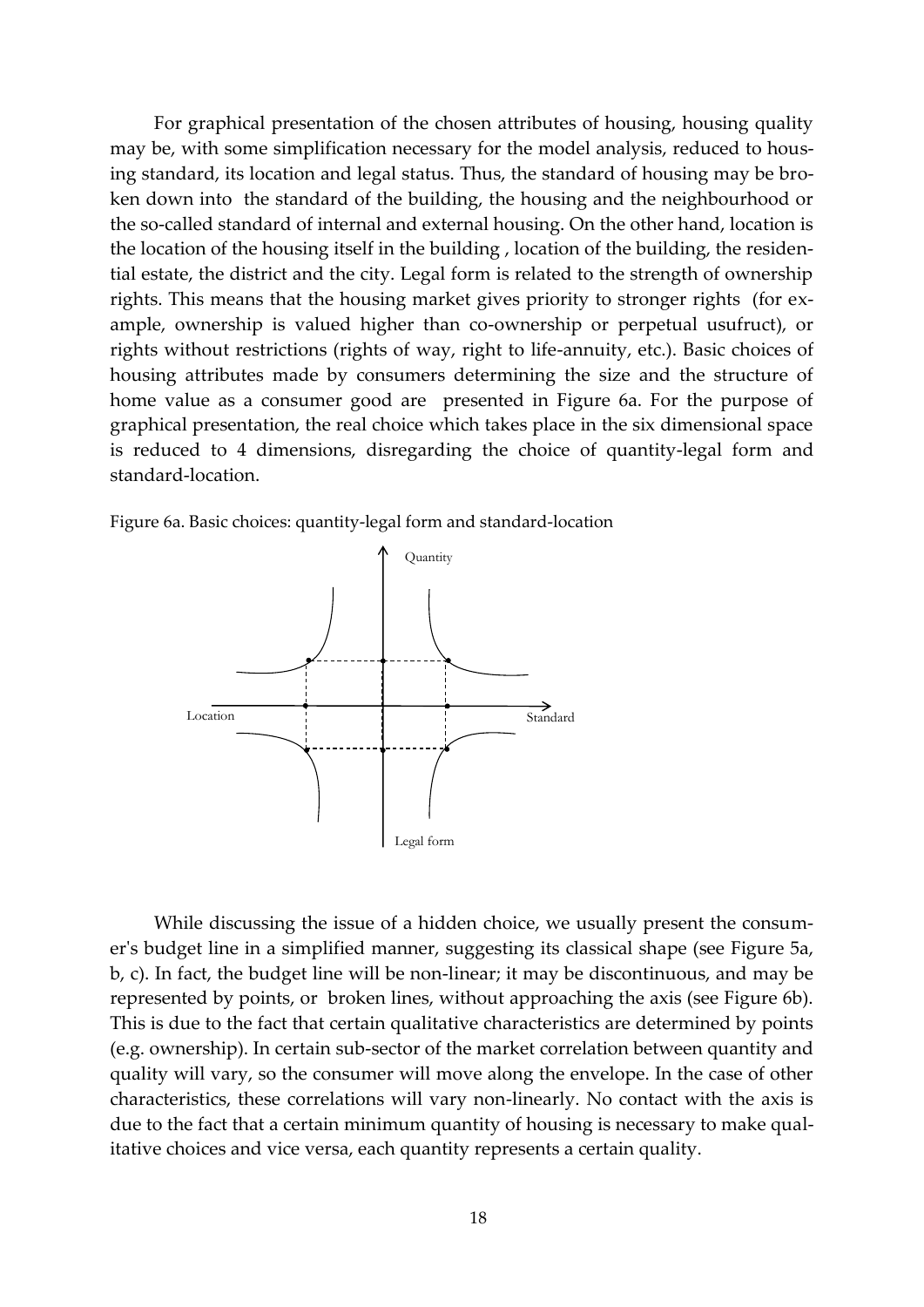For graphical presentation of the chosen attributes of housing, housing quality may be, with some simplification necessary for the model analysis, reduced to housing standard, its location and legal status. Thus, the standard of housing may be broken down into the standard of the building, the housing and the neighbourhood or the so-called standard of internal and external housing. On the other hand, location is the location of the housing itself in the building , location of the building, the residential estate, the district and the city. Legal form is related to the strength of ownership rights. This means that the housing market gives priority to stronger rights (for example, ownership is valued higher than co-ownership or perpetual usufruct), or rights without restrictions (rights of way, right to life-annuity, etc.). Basic choices of housing attributes made by consumers determining the size and the structure of home value as a consumer good are presented in Figure 6a. For the purpose of graphical presentation, the real choice which takes place in the six dimensional space is reduced to 4 dimensions, disregarding the choice of quantity-legal form and standard-location.

Figure 6a. Basic choices: quantity-legal form and standard-location

While discussing the issue of a hidden choice, we usually present the consumer's budget line in a simplified manner, suggesting its classical shape (see Figure 5a, b, c). In fact, the budget line will be non-linear; it may be discontinuous, and may be represented by points, or broken lines, without approaching the axis (see Figure 6b). This is due to the fact that certain qualitative characteristics are determined by points (e.g. ownership). In certain sub-sector of the market correlation between quantity and quality will vary, so the consumer will move along the envelope. In the case of other characteristics, these correlations will vary non-linearly. No contact with the axis is due to the fact that a certain minimum quantity of housing is necessary to make qualitative choices and vice versa, each quantity represents a certain quality.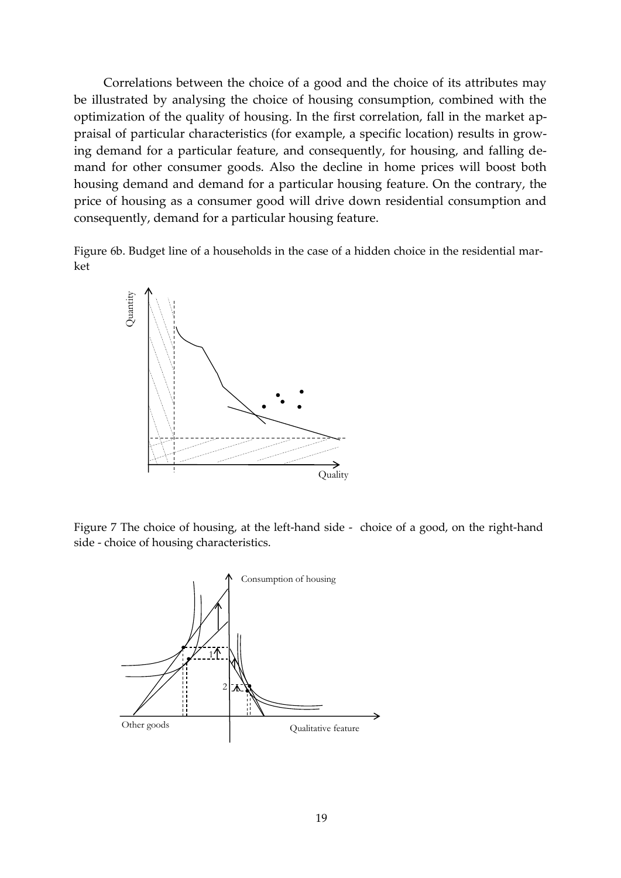Correlations between the choice of a good and the choice of its attributes may be illustrated by analysing the choice of housing consumption, combined with the optimization of the quality of housing. In the first correlation, fall in the market appraisal of particular characteristics (for example, a specific location) results in growing demand for a particular feature, and consequently, for housing, and falling demand for other consumer goods. Also the decline in home prices will boost both housing demand and demand for a particular housing feature. On the contrary, the price of housing as a consumer good will drive down residential consumption and consequently, demand for a particular housing feature.

Figure 6b. Budget line of a households in the case of a hidden choice in the residential market

Figure 7 The choice of housing, at the left-hand side - choice of a good, on the right-hand side - choice of housing characteristics.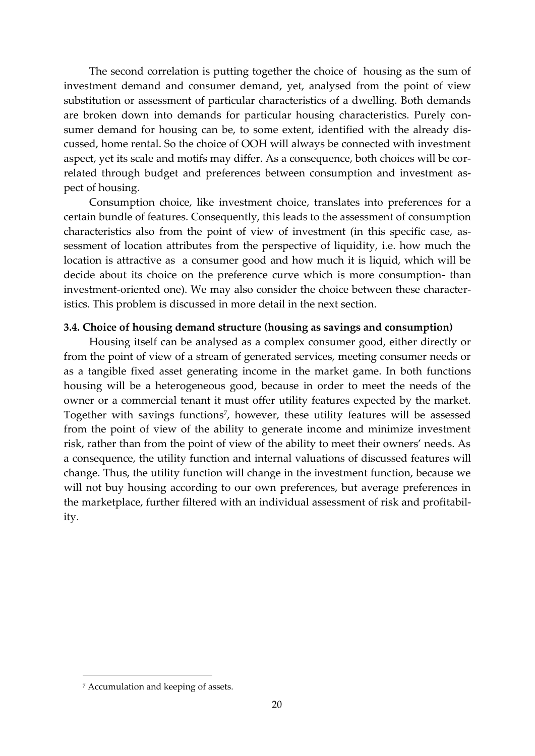The second correlation is putting together the choice of housing as the sum of investment demand and consumer demand, yet, analysed from the point of view substitution or assessment of particular characteristics of a dwelling. Both demands are broken down into demands for particular housing characteristics. Purely consumer demand for housing can be, to some extent, identified with the already discussed, home rental. So the choice of OOH will always be connected with investment aspect, yet its scale and motifs may differ. As a consequence, both choices will be correlated through budget and preferences between consumption and investment aspect of housing.

Consumption choice, like investment choice, translates into preferences for a certain bundle of features. Consequently, this leads to the assessment of consumption characteristics also from the point of view of investment (in this specific case, assessment of location attributes from the perspective of liquidity, i.e. how much the location is attractive as a consumer good and how much it is liquid, which will be decide about its choice on the preference curve which is more consumption- than investment-oriented one). We may also consider the choice between these characteristics. This problem is discussed in more detail in the next section.

### 3.4. Choice of housing demand structure (housing as savings and consumption)

Housing itself can be analysed as a complex consumer good, either directly or from the point of view of a stream of generated services, meeting consumer needs or as a tangible fixed asset generating income in the market game. In both functions housing will be a heterogeneous good, because in order to meet the needs of the owner or a commercial tenant it must offer utility features expected by the market. Together with savings functions[7], however, these utility features will be assessed from the point of view of the ability to generate income and minimize investment risk, rather than from the point of view of the ability to meet their owners' needs. As a consequence, the utility function and internal valuations of discussed features will change. Thus, the utility function will change in the investment function, because we will not buy housing according to our own preferences, but average preferences in the marketplace, further filtered with an individual assessment of risk and profitability.

[7] Accumulation and keeping of assets.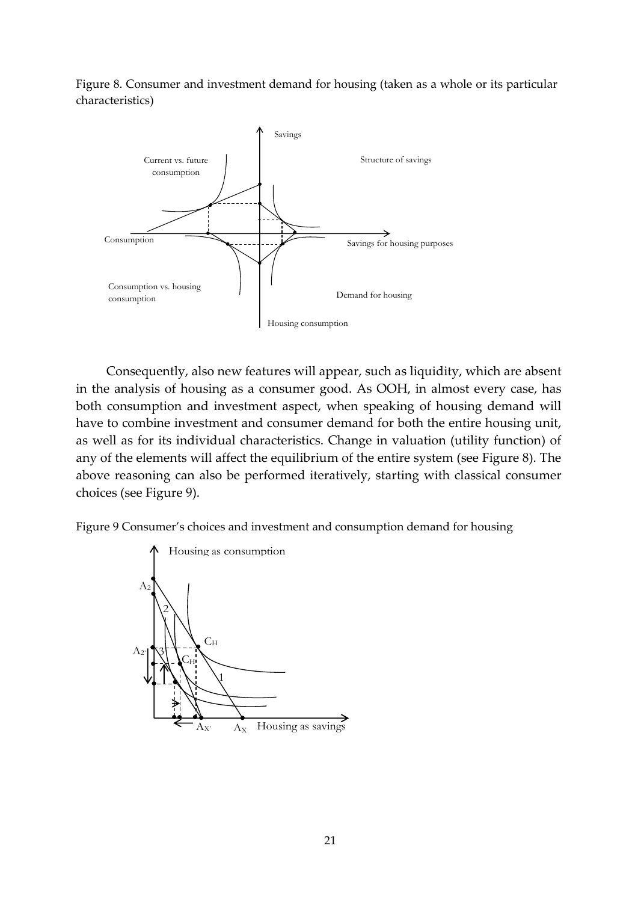Figure 8. Consumer and investment demand for housing (taken as a whole or its particular characteristics)

Consequently, also new features will appear, such as liquidity, which are absent in the analysis of housing as a consumer good. As OOH, in almost every case, has both consumption and investment aspect, when speaking of housing demand will have to combine investment and consumer demand for both the entire housing unit, as well as for its individual characteristics. Change in valuation (utility function) of any of the elements will affect the equilibrium of the entire system (see Figure 8). The above reasoning can also be performed iteratively, starting with classical consumer choices (see Figure 9).

Figure 9 Consumer's choices and investment and consumption demand for housing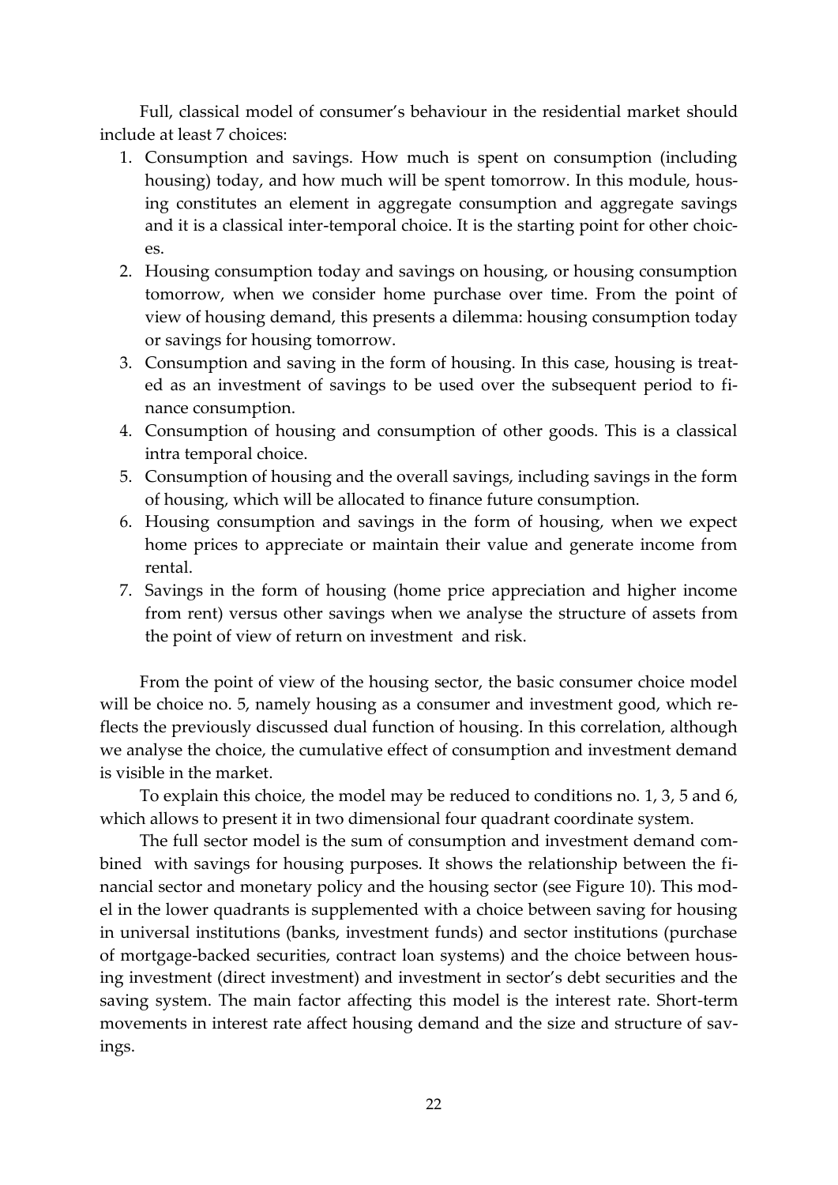Full, classical model of consumer's behaviour in the residential market should include at least 7 choices:

1. Consumption and savings. How much is spent on consumption (including housing) today, and how much will be spent tomorrow. In this module, housing constitutes an element in aggregate consumption and aggregate savings and it is a classical inter-temporal choice. It is the starting point for other choices.
2. Housing consumption today and savings on housing, or housing consumption tomorrow, when we consider home purchase over time. From the point of view of housing demand, this presents a dilemma: housing consumption today or savings for housing tomorrow.
3. Consumption and saving in the form of housing. In this case, housing is treated as an investment of savings to be used over the subsequent period to finance consumption.
4. Consumption of housing and consumption of other goods. This is a classical intra temporal choice.
5. Consumption of housing and the overall savings, including savings in the form of housing, which will be allocated to finance future consumption.
6. Housing consumption and savings in the form of housing, when we expect home prices to appreciate or maintain their value and generate income from rental.
7. Savings in the form of housing (home price appreciation and higher income from rent) versus other savings when we analyse the structure of assets from the point of view of return on investment and risk.

From the point of view of the housing sector, the basic consumer choice model will be choice no. 5, namely housing as a consumer and investment good, which reflects the previously discussed dual function of housing. In this correlation, although we analyse the choice, the cumulative effect of consumption and investment demand is visible in the market.

To explain this choice, the model may be reduced to conditions no. 1, 3, 5 and 6, which allows to present it in two dimensional four quadrant coordinate system.

The full sector model is the sum of consumption and investment demand combined with savings for housing purposes. It shows the relationship between the financial sector and monetary policy and the housing sector (see Figure 10). This model in the lower quadrants is supplemented with a choice between saving for housing in universal institutions (banks, investment funds) and sector institutions (purchase of mortgage-backed securities, contract loan systems) and the choice between housing investment (direct investment) and investment in sector's debt securities and the saving system. The main factor affecting this model is the interest rate. Short-term movements in interest rate affect housing demand and the size and structure of savings.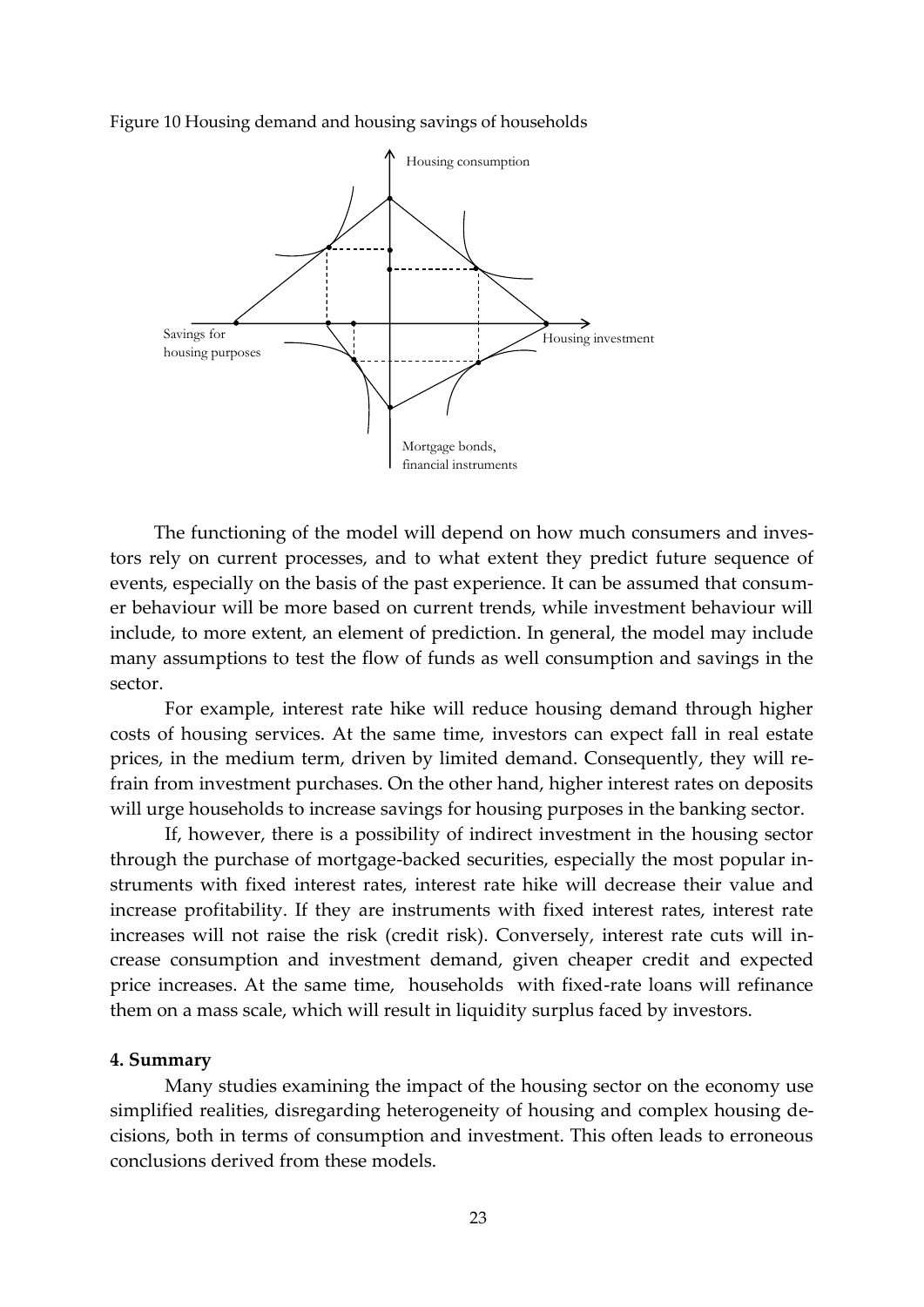Figure 10 Housing demand and housing savings of households

The functioning of the model will depend on how much consumers and investors rely on current processes, and to what extent they predict future sequence of events, especially on the basis of the past experience. It can be assumed that consumer behaviour will be more based on current trends, while investment behaviour will include, to more extent, an element of prediction. In general, the model may include many assumptions to test the flow of funds as well consumption and savings in the sector.

For example, interest rate hike will reduce housing demand through higher costs of housing services. At the same time, investors can expect fall in real estate prices, in the medium term, driven by limited demand. Consequently, they will refrain from investment purchases. On the other hand, higher interest rates on deposits will urge households to increase savings for housing purposes in the banking sector.

If, however, there is a possibility of indirect investment in the housing sector through the purchase of mortgage-backed securities, especially the most popular instruments with fixed interest rates, interest rate hike will decrease their value and increase profitability. If they are instruments with fixed interest rates, interest rate increases will not raise the risk (credit risk). Conversely, interest rate cuts will increase consumption and investment demand, given cheaper credit and expected price increases. At the same time, households with fixed-rate loans will refinance them on a mass scale, which will result in liquidity surplus faced by investors.

## 4. Summary

Many studies examining the impact of the housing sector on the economy use simplified realities, disregarding heterogeneity of housing and complex housing decisions, both in terms of consumption and investment. This often leads to erroneous conclusions derived from these models.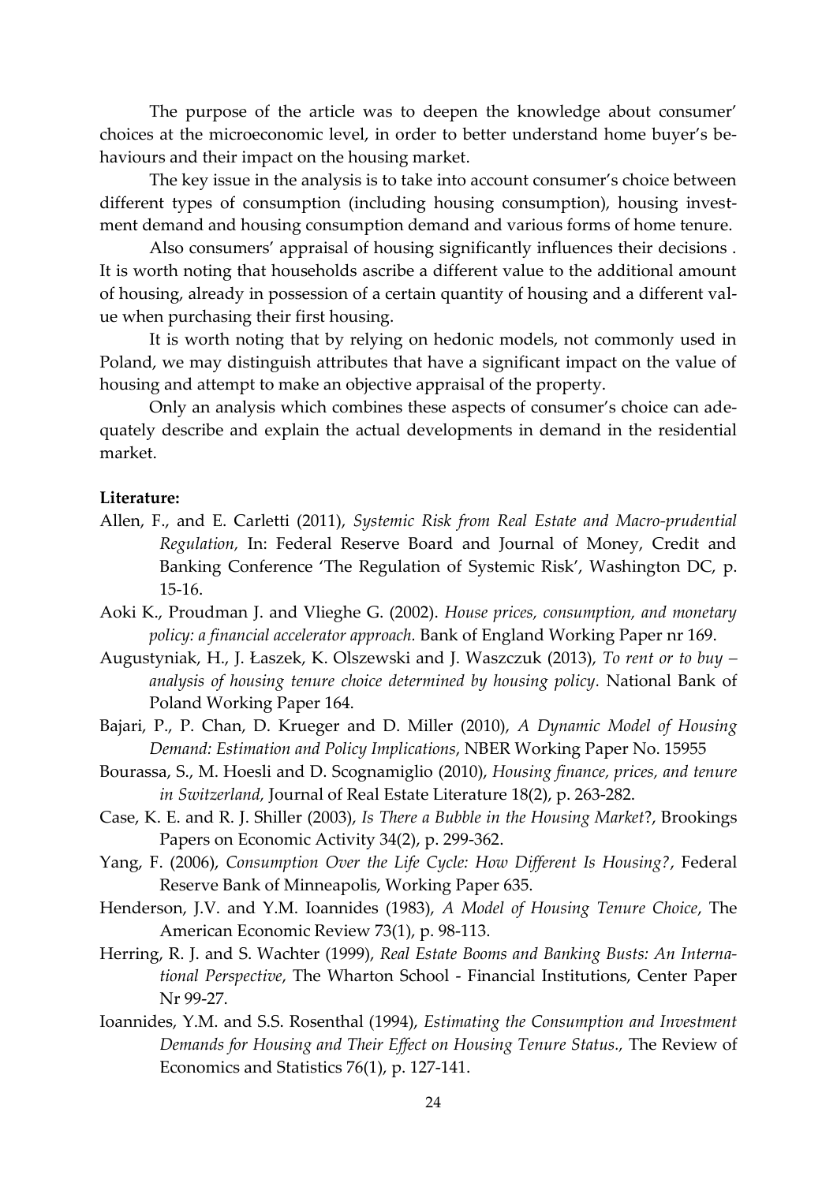The purpose of the article was to deepen the knowledge about consumer' choices at the microeconomic level, in order to better understand home buyer's behaviours and their impact on the housing market.

The key issue in the analysis is to take into account consumer's choice between different types of consumption (including housing consumption), housing investment demand and housing consumption demand and various forms of home tenure.

Also consumers' appraisal of housing significantly influences their decisions . It is worth noting that households ascribe a different value to the additional amount of housing, already in possession of a certain quantity of housing and a different value when purchasing their first housing.

It is worth noting that by relying on hedonic models, not commonly used in Poland, we may distinguish attributes that have a significant impact on the value of housing and attempt to make an objective appraisal of the property.

Only an analysis which combines these aspects of consumer's choice can adequately describe and explain the actual developments in demand in the residential market.

**Literature:**

Allen, F., and E. Carletti (2011), *Systemic Risk from Real Estate and Macro-prudential Regulation,* In: Federal Reserve Board and Journal of Money, Credit and Banking Conference 'The Regulation of Systemic Risk', Washington DC, p. 15-16.

Aoki K., Proudman J. and Vlieghe G. (2002). *House prices, consumption, and monetary policy: a financial accelerator approach.* Bank of England Working Paper nr 169.

Augustyniak, H., J. Łaszek, K. Olszewski and J. Waszczuk (2013), *To rent or to buy – analysis of housing tenure choice determined by housing policy*. National Bank of Poland Working Paper 164.

Bajari, P., P. Chan, D. Krueger and D. Miller (2010), *A Dynamic Model of Housing Demand: Estimation and Policy Implications*, NBER Working Paper No. 15955

Bourassa, S., M. Hoesli and D. Scognamiglio (2010), *Housing finance, prices, and tenure in Switzerland,* Journal of Real Estate Literature 18(2), p. 263-282.

Case, K. E. and R. J. Shiller (2003), *Is There a Bubble in the Housing Market*?, Brookings Papers on Economic Activity 34(2), p. 299-362.

Yang, F. (2006), *Consumption Over the Life Cycle: How Different Is Housing?*, Federal Reserve Bank of Minneapolis, Working Paper 635.

Henderson, J.V. and Y.M. Ioannides (1983), *A Model of Housing Tenure Choice*, The American Economic Review 73(1), p. 98-113.

Herring, R. J. and S. Wachter (1999), *Real Estate Booms and Banking Busts: An International Perspective*, The Wharton School - Financial Institutions, Center Paper Nr 99-27.

Ioannides, Y.M. and S.S. Rosenthal (1994), *Estimating the Consumption and Investment Demands for Housing and Their Effect on Housing Tenure Status.,* The Review of Economics and Statistics 76(1), p. 127-141.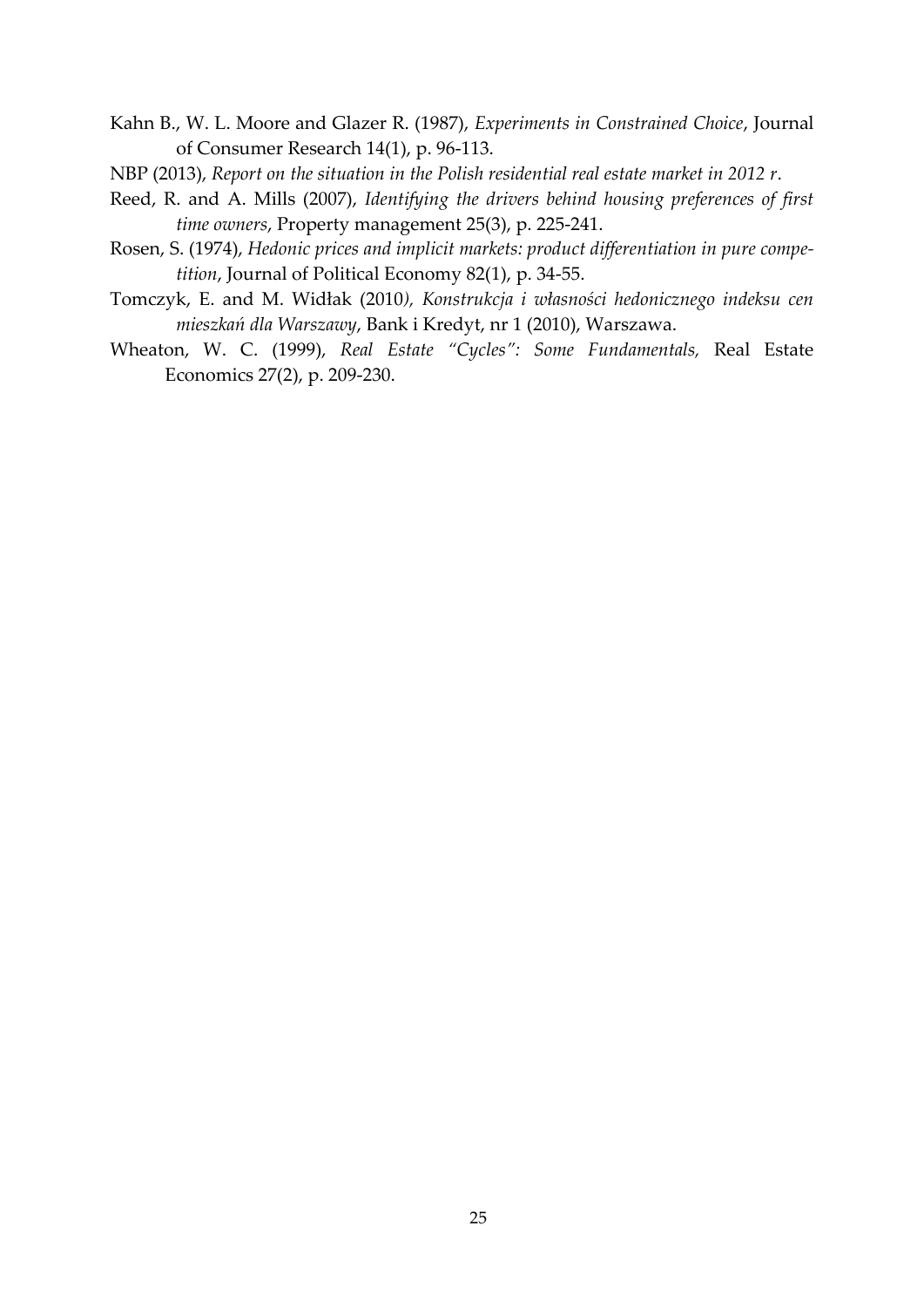Kahn B., W. L. Moore and Glazer R. (1987), *Experiments in Constrained Choice*, Journal of Consumer Research 14(1), p. 96-113.

NBP (2013), *Report on the situation in the Polish residential real estate market in 2012 r*.

Reed, R. and A. Mills (2007), *Identifying the drivers behind housing preferences of first time owners*, Property management 25(3), p. 225-241.

Rosen, S. (1974), *Hedonic prices and implicit markets: product differentiation in pure competition*, Journal of Political Economy 82(1), p. 34-55.

Tomczyk, E. and M. Widłak (2010*), Konstrukcja i własności hedonicznego indeksu cen mieszkań dla Warszawy*, Bank i Kredyt, nr 1 (2010), Warszawa.

Wheaton, W. C. (1999), *Real Estate "Cycles": Some Fundamentals,* Real Estate Economics 27(2), p. 209-230.